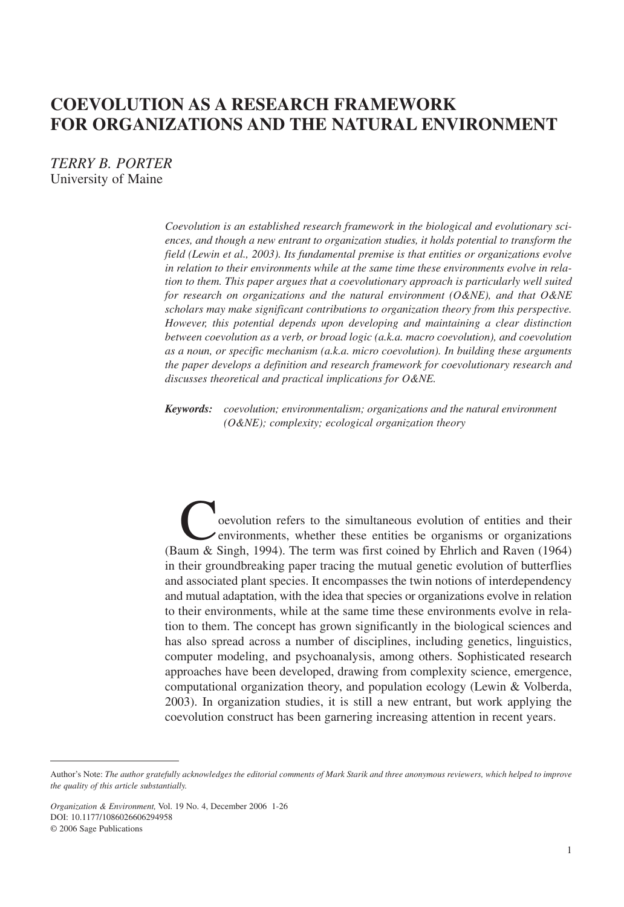# COEVOLUTION AS A RESEARCH FRAMEWORK FOR ORGANIZATIONS AND THE NATURAL ENVIRONMENT

*TERRY B. PORTER*
University of Maine

*Coevolution is an established research framework in the biological and evolutionary sciences, and though a new entrant to organization studies, it holds potential to transform the field (Lewin et al., 2003). Its fundamental premise is that entities or organizations evolve in relation to their environments while at the same time these environments evolve in relation to them. This paper argues that a coevolutionary approach is particularly well suited for research on organizations and the natural environment (O&NE), and that O&NE scholars may make significant contributions to organization theory from this perspective. However, this potential depends upon developing and maintaining a clear distinction between coevolution as a verb, or broad logic (a.k.a. macro coevolution), and coevolution as a noun, or specific mechanism (a.k.a. micro coevolution). In building these arguments the paper develops a definition and research framework for coevolutionary research and discusses theoretical and practical implications for O&NE.*

***Keywords:*** *coevolution; environmentalism; organizations and the natural environment (O&NE); complexity; ecological organization theory*

Coevolution refers to the simultaneous evolution of entities and their environments, whether these entities be organisms or organizations (Baum & Singh, 1994). The term was first coined by Ehrlich and Raven (1964) in their groundbreaking paper tracing the mutual genetic evolution of butterflies and associated plant species. It encompasses the twin notions of interdependency and mutual adaptation, with the idea that species or organizations evolve in relation to their environments, while at the same time these environments evolve in relation to them. The concept has grown significantly in the biological sciences and has also spread across a number of disciplines, including genetics, linguistics, computer modeling, and psychoanalysis, among others. Sophisticated research approaches have been developed, drawing from complexity science, emergence, computational organization theory, and population ecology (Lewin & Volberda, 2003). In organization studies, it is still a new entrant, but work applying the coevolution construct has been garnering increasing attention in recent years.

---

Author's Note: *The author gratefully acknowledges the editorial comments of Mark Starik and three anonymous reviewers, which helped to improve the quality of this article substantially.*

*Organization & Environment,* Vol. 19 No. 4, December 2006 1-26
DOI: 10.1177/1086026606294958
© 2006 Sage Publications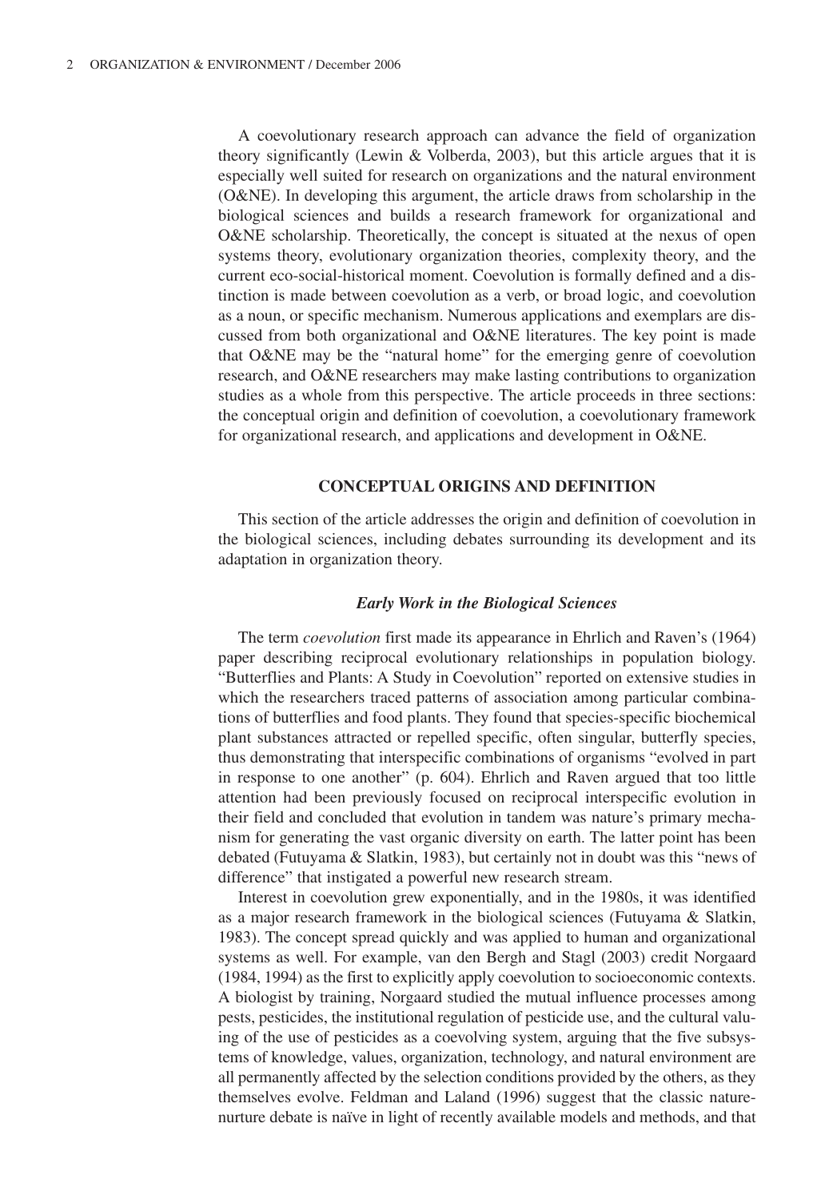A coevolutionary research approach can advance the field of organization theory significantly (Lewin & Volberda, 2003), but this article argues that it is especially well suited for research on organizations and the natural environment (O&NE). In developing this argument, the article draws from scholarship in the biological sciences and builds a research framework for organizational and O&NE scholarship. Theoretically, the concept is situated at the nexus of open systems theory, evolutionary organization theories, complexity theory, and the current eco-social-historical moment. Coevolution is formally defined and a distinction is made between coevolution as a verb, or broad logic, and coevolution as a noun, or specific mechanism. Numerous applications and exemplars are discussed from both organizational and O&NE literatures. The key point is made that O&NE may be the "natural home" for the emerging genre of coevolution research, and O&NE researchers may make lasting contributions to organization studies as a whole from this perspective. The article proceeds in three sections: the conceptual origin and definition of coevolution, a coevolutionary framework for organizational research, and applications and development in O&NE.

## CONCEPTUAL ORIGINS AND DEFINITION

This section of the article addresses the origin and definition of coevolution in the biological sciences, including debates surrounding its development and its adaptation in organization theory.

### *Early Work in the Biological Sciences*

The term *coevolution* first made its appearance in Ehrlich and Raven's (1964) paper describing reciprocal evolutionary relationships in population biology. "Butterflies and Plants: A Study in Coevolution" reported on extensive studies in which the researchers traced patterns of association among particular combinations of butterflies and food plants. They found that species-specific biochemical plant substances attracted or repelled specific, often singular, butterfly species, thus demonstrating that interspecific combinations of organisms "evolved in part in response to one another" (p. 604). Ehrlich and Raven argued that too little attention had been previously focused on reciprocal interspecific evolution in their field and concluded that evolution in tandem was nature's primary mechanism for generating the vast organic diversity on earth. The latter point has been debated (Futuyama & Slatkin, 1983), but certainly not in doubt was this "news of difference" that instigated a powerful new research stream.

Interest in coevolution grew exponentially, and in the 1980s, it was identified as a major research framework in the biological sciences (Futuyama & Slatkin, 1983). The concept spread quickly and was applied to human and organizational systems as well. For example, van den Bergh and Stagl (2003) credit Norgaard (1984, 1994) as the first to explicitly apply coevolution to socioeconomic contexts. A biologist by training, Norgaard studied the mutual influence processes among pests, pesticides, the institutional regulation of pesticide use, and the cultural valuing of the use of pesticides as a coevolving system, arguing that the five subsystems of knowledge, values, organization, technology, and natural environment are all permanently affected by the selection conditions provided by the others, as they themselves evolve. Feldman and Laland (1996) suggest that the classic nature-nurture debate is naïve in light of recently available models and methods, and that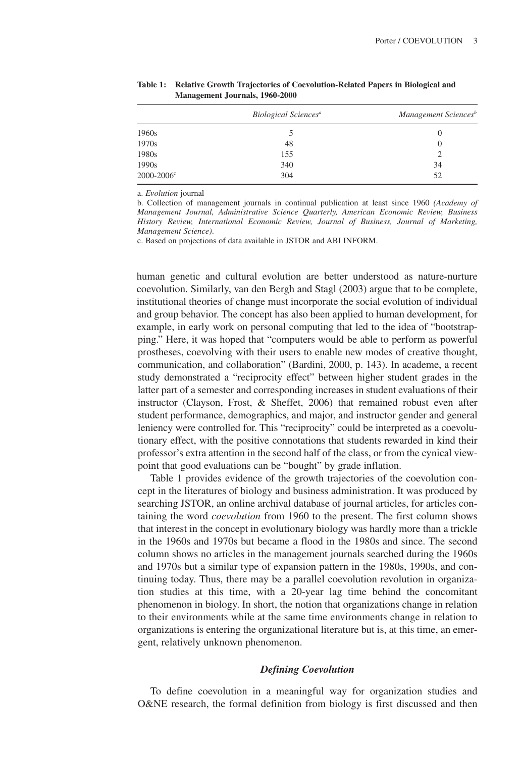**Table 1: Relative Growth Trajectories of Coevolution-Related Papers in Biological and Management Journals, 1960-2000**

| | *Biological Sciences*[a] | *Management Sciences*[b] |
|---|---|---|
| 1960s | 5 | 0 |
| 1970s | 48 | 0 |
| 1980s | 155 | 2 |
| 1990s | 340 | 34 |
| 2000-2006[c] | 304 | 52 |

a. *Evolution* journal

b. Collection of management journals in continual publication at least since 1960 *(Academy of Management Journal, Administrative Science Quarterly, American Economic Review, Business History Review, International Economic Review, Journal of Business, Journal of Marketing, Management Science).*

c. Based on projections of data available in JSTOR and ABI INFORM.

human genetic and cultural evolution are better understood as nature-nurture coevolution. Similarly, van den Bergh and Stagl (2003) argue that to be complete, institutional theories of change must incorporate the social evolution of individual and group behavior. The concept has also been applied to human development, for example, in early work on personal computing that led to the idea of "bootstrapping." Here, it was hoped that "computers would be able to perform as powerful prostheses, coevolving with their users to enable new modes of creative thought, communication, and collaboration" (Bardini, 2000, p. 143). In academe, a recent study demonstrated a "reciprocity effect" between higher student grades in the latter part of a semester and corresponding increases in student evaluations of their instructor (Clayson, Frost, & Sheffet, 2006) that remained robust even after student performance, demographics, and major, and instructor gender and general leniency were controlled for. This "reciprocity" could be interpreted as a coevolutionary effect, with the positive connotations that students rewarded in kind their professor's extra attention in the second half of the class, or from the cynical viewpoint that good evaluations can be "bought" by grade inflation.

Table 1 provides evidence of the growth trajectories of the coevolution concept in the literatures of biology and business administration. It was produced by searching JSTOR, an online archival database of journal articles, for articles containing the word *coevolution* from 1960 to the present. The first column shows that interest in the concept in evolutionary biology was hardly more than a trickle in the 1960s and 1970s but became a flood in the 1980s and since. The second column shows no articles in the management journals searched during the 1960s and 1970s but a similar type of expansion pattern in the 1980s, 1990s, and continuing today. Thus, there may be a parallel coevolution revolution in organization studies at this time, with a 20-year lag time behind the concomitant phenomenon in biology. In short, the notion that organizations change in relation to their environments while at the same time environments change in relation to organizations is entering the organizational literature but is, at this time, an emergent, relatively unknown phenomenon.

### *Defining Coevolution*

To define coevolution in a meaningful way for organization studies and O&NE research, the formal definition from biology is first discussed and then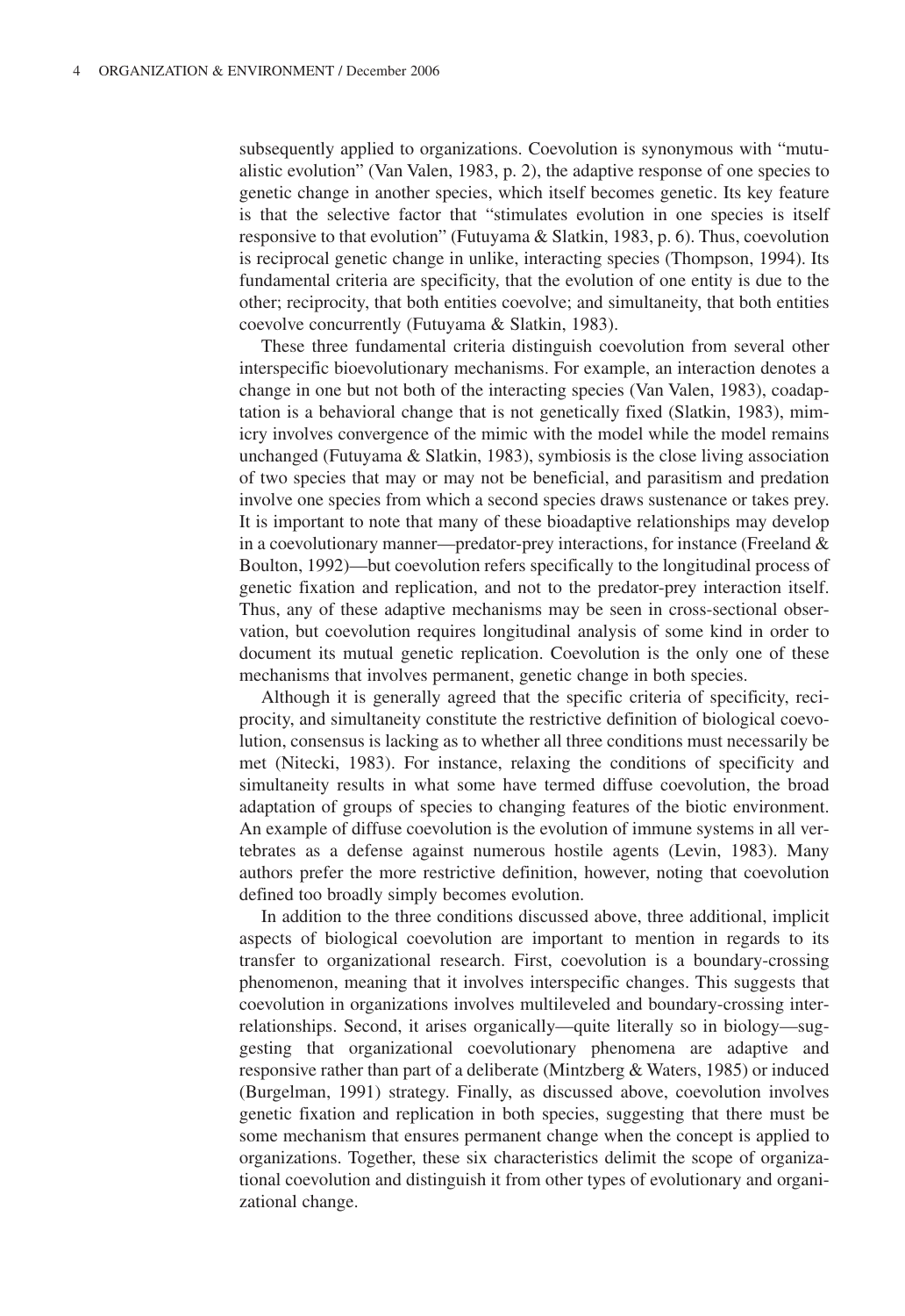subsequently applied to organizations. Coevolution is synonymous with "mutualistic evolution" (Van Valen, 1983, p. 2), the adaptive response of one species to genetic change in another species, which itself becomes genetic. Its key feature is that the selective factor that "stimulates evolution in one species is itself responsive to that evolution" (Futuyama & Slatkin, 1983, p. 6). Thus, coevolution is reciprocal genetic change in unlike, interacting species (Thompson, 1994). Its fundamental criteria are specificity, that the evolution of one entity is due to the other; reciprocity, that both entities coevolve; and simultaneity, that both entities coevolve concurrently (Futuyama & Slatkin, 1983).

These three fundamental criteria distinguish coevolution from several other interspecific bioevolutionary mechanisms. For example, an interaction denotes a change in one but not both of the interacting species (Van Valen, 1983), coadaptation is a behavioral change that is not genetically fixed (Slatkin, 1983), mimicry involves convergence of the mimic with the model while the model remains unchanged (Futuyama & Slatkin, 1983), symbiosis is the close living association of two species that may or may not be beneficial, and parasitism and predation involve one species from which a second species draws sustenance or takes prey. It is important to note that many of these bioadaptive relationships may develop in a coevolutionary manner—predator-prey interactions, for instance (Freeland & Boulton, 1992)—but coevolution refers specifically to the longitudinal process of genetic fixation and replication, and not to the predator-prey interaction itself. Thus, any of these adaptive mechanisms may be seen in cross-sectional observation, but coevolution requires longitudinal analysis of some kind in order to document its mutual genetic replication. Coevolution is the only one of these mechanisms that involves permanent, genetic change in both species.

Although it is generally agreed that the specific criteria of specificity, reciprocity, and simultaneity constitute the restrictive definition of biological coevolution, consensus is lacking as to whether all three conditions must necessarily be met (Nitecki, 1983). For instance, relaxing the conditions of specificity and simultaneity results in what some have termed diffuse coevolution, the broad adaptation of groups of species to changing features of the biotic environment. An example of diffuse coevolution is the evolution of immune systems in all vertebrates as a defense against numerous hostile agents (Levin, 1983). Many authors prefer the more restrictive definition, however, noting that coevolution defined too broadly simply becomes evolution.

In addition to the three conditions discussed above, three additional, implicit aspects of biological coevolution are important to mention in regards to its transfer to organizational research. First, coevolution is a boundary-crossing phenomenon, meaning that it involves interspecific changes. This suggests that coevolution in organizations involves multileveled and boundary-crossing interrelationships. Second, it arises organically—quite literally so in biology—suggesting that organizational coevolutionary phenomena are adaptive and responsive rather than part of a deliberate (Mintzberg & Waters, 1985) or induced (Burgelman, 1991) strategy. Finally, as discussed above, coevolution involves genetic fixation and replication in both species, suggesting that there must be some mechanism that ensures permanent change when the concept is applied to organizations. Together, these six characteristics delimit the scope of organizational coevolution and distinguish it from other types of evolutionary and organizational change.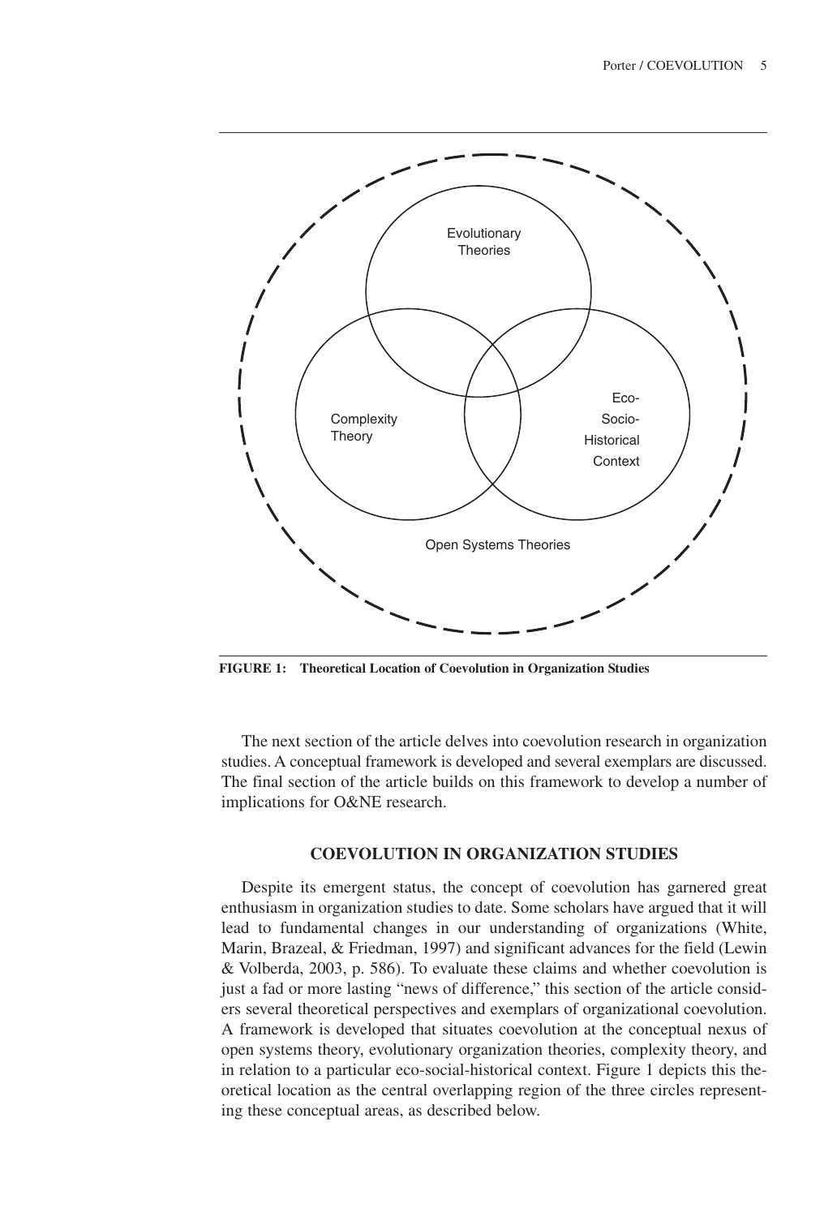Evolutionary Theories

Complexity Theory

Eco-Socio-Historical Context

Open Systems Theories

**FIGURE 1: Theoretical Location of Coevolution in Organization Studies**

The next section of the article delves into coevolution research in organization studies. A conceptual framework is developed and several exemplars are discussed. The final section of the article builds on this framework to develop a number of implications for O&NE research.

## COEVOLUTION IN ORGANIZATION STUDIES

Despite its emergent status, the concept of coevolution has garnered great enthusiasm in organization studies to date. Some scholars have argued that it will lead to fundamental changes in our understanding of organizations (White, Marin, Brazeal, & Friedman, 1997) and significant advances for the field (Lewin & Volberda, 2003, p. 586). To evaluate these claims and whether coevolution is just a fad or more lasting "news of difference," this section of the article considers several theoretical perspectives and exemplars of organizational coevolution. A framework is developed that situates coevolution at the conceptual nexus of open systems theory, evolutionary organization theories, complexity theory, and in relation to a particular eco-social-historical context. Figure 1 depicts this theoretical location as the central overlapping region of the three circles representing these conceptual areas, as described below.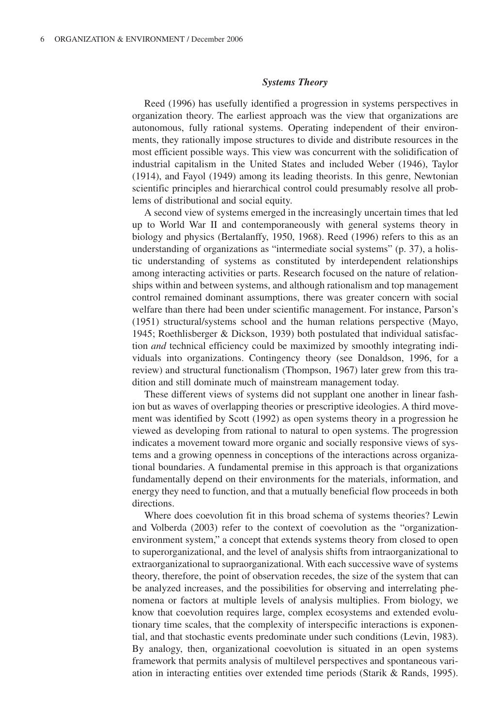### *Systems Theory*

Reed (1996) has usefully identified a progression in systems perspectives in organization theory. The earliest approach was the view that organizations are autonomous, fully rational systems. Operating independent of their environments, they rationally impose structures to divide and distribute resources in the most efficient possible ways. This view was concurrent with the solidification of industrial capitalism in the United States and included Weber (1946), Taylor (1914), and Fayol (1949) among its leading theorists. In this genre, Newtonian scientific principles and hierarchical control could presumably resolve all problems of distributional and social equity.

A second view of systems emerged in the increasingly uncertain times that led up to World War II and contemporaneously with general systems theory in biology and physics (Bertalanffy, 1950, 1968). Reed (1996) refers to this as an understanding of organizations as "intermediate social systems" (p. 37), a holistic understanding of systems as constituted by interdependent relationships among interacting activities or parts. Research focused on the nature of relationships within and between systems, and although rationalism and top management control remained dominant assumptions, there was greater concern with social welfare than there had been under scientific management. For instance, Parson's (1951) structural/systems school and the human relations perspective (Mayo, 1945; Roethlisberger & Dickson, 1939) both postulated that individual satisfaction *and* technical efficiency could be maximized by smoothly integrating individuals into organizations. Contingency theory (see Donaldson, 1996, for a review) and structural functionalism (Thompson, 1967) later grew from this tradition and still dominate much of mainstream management today.

These different views of systems did not supplant one another in linear fashion but as waves of overlapping theories or prescriptive ideologies. A third movement was identified by Scott (1992) as open systems theory in a progression he viewed as developing from rational to natural to open systems. The progression indicates a movement toward more organic and socially responsive views of systems and a growing openness in conceptions of the interactions across organizational boundaries. A fundamental premise in this approach is that organizations fundamentally depend on their environments for the materials, information, and energy they need to function, and that a mutually beneficial flow proceeds in both directions.

Where does coevolution fit in this broad schema of systems theories? Lewin and Volberda (2003) refer to the context of coevolution as the "organization-environment system," a concept that extends systems theory from closed to open to superorganizational, and the level of analysis shifts from intraorganizational to extraorganizational to supraorganizational. With each successive wave of systems theory, therefore, the point of observation recedes, the size of the system that can be analyzed increases, and the possibilities for observing and interrelating phenomena or factors at multiple levels of analysis multiplies. From biology, we know that coevolution requires large, complex ecosystems and extended evolutionary time scales, that the complexity of interspecific interactions is exponential, and that stochastic events predominate under such conditions (Levin, 1983). By analogy, then, organizational coevolution is situated in an open systems framework that permits analysis of multilevel perspectives and spontaneous variation in interacting entities over extended time periods (Starik & Rands, 1995).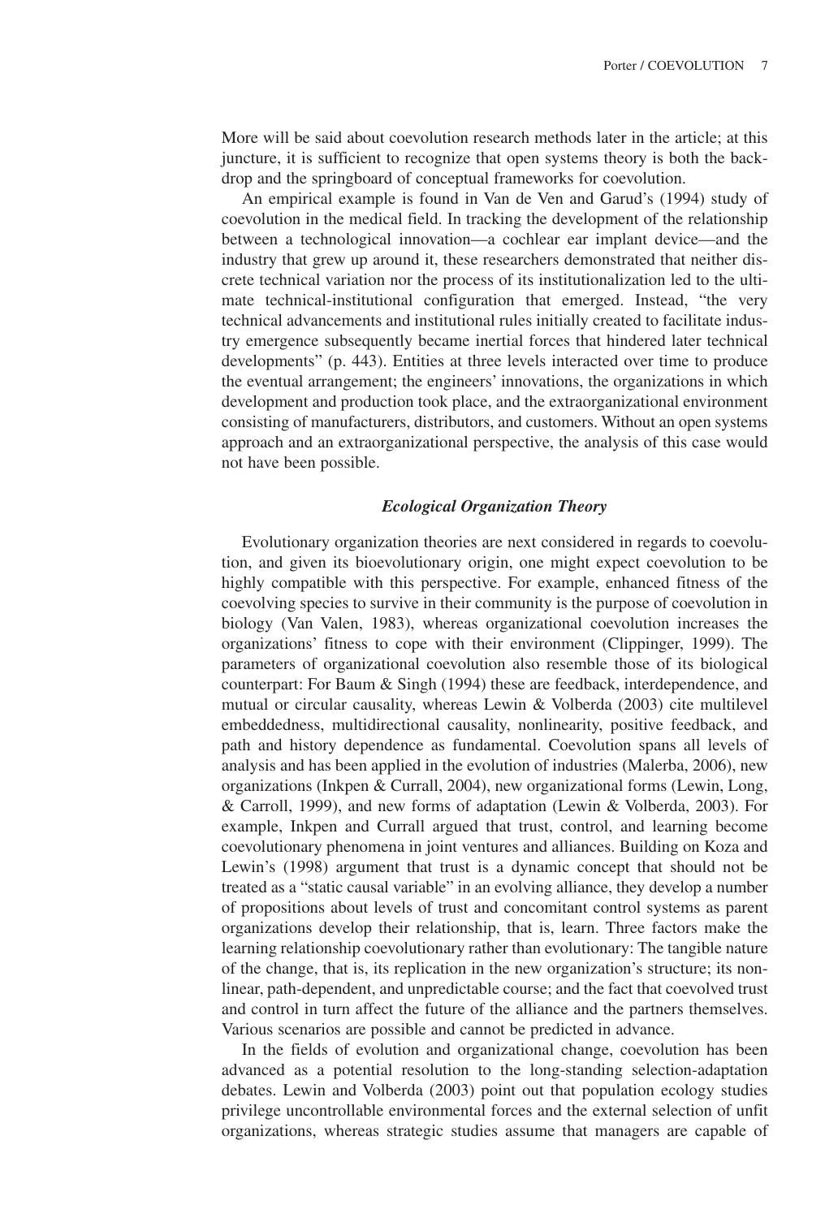More will be said about coevolution research methods later in the article; at this juncture, it is sufficient to recognize that open systems theory is both the backdrop and the springboard of conceptual frameworks for coevolution.

An empirical example is found in Van de Ven and Garud's (1994) study of coevolution in the medical field. In tracking the development of the relationship between a technological innovation—a cochlear ear implant device—and the industry that grew up around it, these researchers demonstrated that neither discrete technical variation nor the process of its institutionalization led to the ultimate technical-institutional configuration that emerged. Instead, "the very technical advancements and institutional rules initially created to facilitate industry emergence subsequently became inertial forces that hindered later technical developments" (p. 443). Entities at three levels interacted over time to produce the eventual arrangement; the engineers' innovations, the organizations in which development and production took place, and the extraorganizational environment consisting of manufacturers, distributors, and customers. Without an open systems approach and an extraorganizational perspective, the analysis of this case would not have been possible.

### *Ecological Organization Theory*

Evolutionary organization theories are next considered in regards to coevolution, and given its bioevolutionary origin, one might expect coevolution to be highly compatible with this perspective. For example, enhanced fitness of the coevolving species to survive in their community is the purpose of coevolution in biology (Van Valen, 1983), whereas organizational coevolution increases the organizations' fitness to cope with their environment (Clippinger, 1999). The parameters of organizational coevolution also resemble those of its biological counterpart: For Baum & Singh (1994) these are feedback, interdependence, and mutual or circular causality, whereas Lewin & Volberda (2003) cite multilevel embeddedness, multidirectional causality, nonlinearity, positive feedback, and path and history dependence as fundamental. Coevolution spans all levels of analysis and has been applied in the evolution of industries (Malerba, 2006), new organizations (Inkpen & Currall, 2004), new organizational forms (Lewin, Long, & Carroll, 1999), and new forms of adaptation (Lewin & Volberda, 2003). For example, Inkpen and Currall argued that trust, control, and learning become coevolutionary phenomena in joint ventures and alliances. Building on Koza and Lewin's (1998) argument that trust is a dynamic concept that should not be treated as a "static causal variable" in an evolving alliance, they develop a number of propositions about levels of trust and concomitant control systems as parent organizations develop their relationship, that is, learn. Three factors make the learning relationship coevolutionary rather than evolutionary: The tangible nature of the change, that is, its replication in the new organization's structure; its nonlinear, path-dependent, and unpredictable course; and the fact that coevolved trust and control in turn affect the future of the alliance and the partners themselves. Various scenarios are possible and cannot be predicted in advance.

In the fields of evolution and organizational change, coevolution has been advanced as a potential resolution to the long-standing selection-adaptation debates. Lewin and Volberda (2003) point out that population ecology studies privilege uncontrollable environmental forces and the external selection of unfit organizations, whereas strategic studies assume that managers are capable of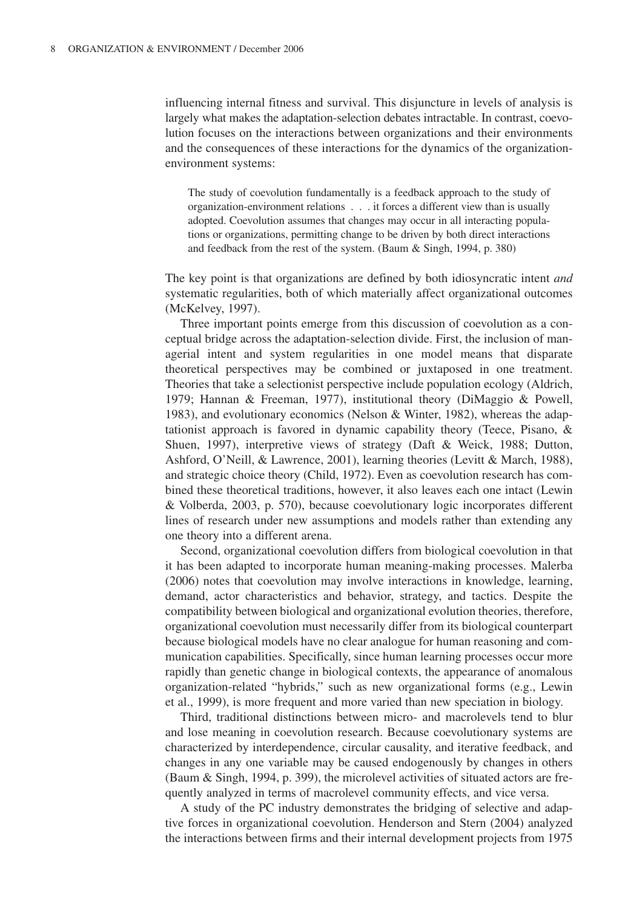influencing internal fitness and survival. This disjuncture in levels of analysis is largely what makes the adaptation-selection debates intractable. In contrast, coevolution focuses on the interactions between organizations and their environments and the consequences of these interactions for the dynamics of the organization-environment systems:

> The study of coevolution fundamentally is a feedback approach to the study of organization-environment relations . . . it forces a different view than is usually adopted. Coevolution assumes that changes may occur in all interacting populations or organizations, permitting change to be driven by both direct interactions and feedback from the rest of the system. (Baum & Singh, 1994, p. 380)

The key point is that organizations are defined by both idiosyncratic intent *and* systematic regularities, both of which materially affect organizational outcomes (McKelvey, 1997).

Three important points emerge from this discussion of coevolution as a conceptual bridge across the adaptation-selection divide. First, the inclusion of managerial intent and system regularities in one model means that disparate theoretical perspectives may be combined or juxtaposed in one treatment. Theories that take a selectionist perspective include population ecology (Aldrich, 1979; Hannan & Freeman, 1977), institutional theory (DiMaggio & Powell, 1983), and evolutionary economics (Nelson & Winter, 1982), whereas the adaptationist approach is favored in dynamic capability theory (Teece, Pisano, & Shuen, 1997), interpretive views of strategy (Daft & Weick, 1988; Dutton, Ashford, O'Neill, & Lawrence, 2001), learning theories (Levitt & March, 1988), and strategic choice theory (Child, 1972). Even as coevolution research has combined these theoretical traditions, however, it also leaves each one intact (Lewin & Volberda, 2003, p. 570), because coevolutionary logic incorporates different lines of research under new assumptions and models rather than extending any one theory into a different arena.

Second, organizational coevolution differs from biological coevolution in that it has been adapted to incorporate human meaning-making processes. Malerba (2006) notes that coevolution may involve interactions in knowledge, learning, demand, actor characteristics and behavior, strategy, and tactics. Despite the compatibility between biological and organizational evolution theories, therefore, organizational coevolution must necessarily differ from its biological counterpart because biological models have no clear analogue for human reasoning and communication capabilities. Specifically, since human learning processes occur more rapidly than genetic change in biological contexts, the appearance of anomalous organization-related "hybrids," such as new organizational forms (e.g., Lewin et al., 1999), is more frequent and more varied than new speciation in biology.

Third, traditional distinctions between micro- and macrolevels tend to blur and lose meaning in coevolution research. Because coevolutionary systems are characterized by interdependence, circular causality, and iterative feedback, and changes in any one variable may be caused endogenously by changes in others (Baum & Singh, 1994, p. 399), the microlevel activities of situated actors are frequently analyzed in terms of macrolevel community effects, and vice versa.

A study of the PC industry demonstrates the bridging of selective and adaptive forces in organizational coevolution. Henderson and Stern (2004) analyzed the interactions between firms and their internal development projects from 1975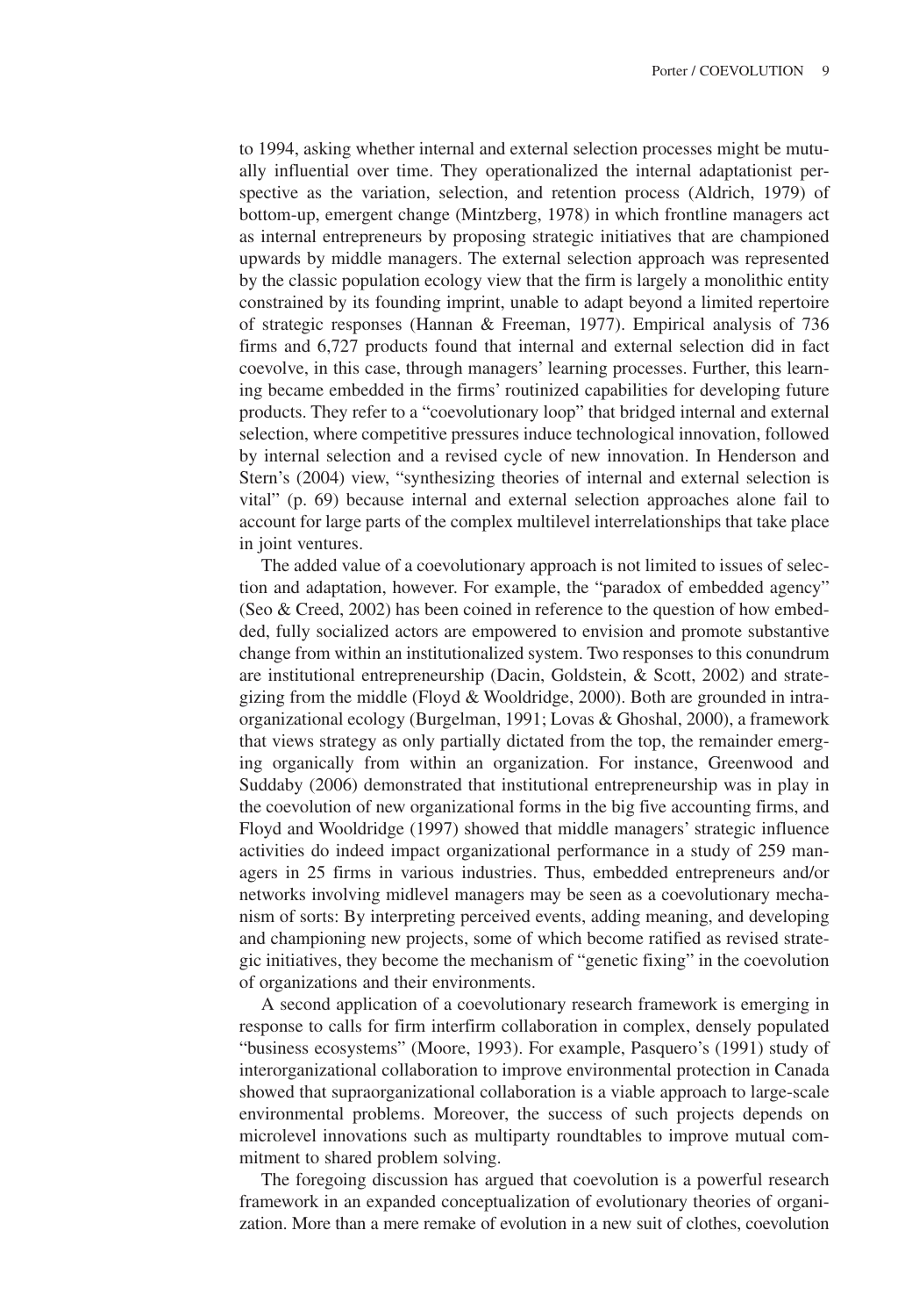to 1994, asking whether internal and external selection processes might be mutually influential over time. They operationalized the internal adaptationist perspective as the variation, selection, and retention process (Aldrich, 1979) of bottom-up, emergent change (Mintzberg, 1978) in which frontline managers act as internal entrepreneurs by proposing strategic initiatives that are championed upwards by middle managers. The external selection approach was represented by the classic population ecology view that the firm is largely a monolithic entity constrained by its founding imprint, unable to adapt beyond a limited repertoire of strategic responses (Hannan & Freeman, 1977). Empirical analysis of 736 firms and 6,727 products found that internal and external selection did in fact coevolve, in this case, through managers' learning processes. Further, this learning became embedded in the firms' routinized capabilities for developing future products. They refer to a "coevolutionary loop" that bridged internal and external selection, where competitive pressures induce technological innovation, followed by internal selection and a revised cycle of new innovation. In Henderson and Stern's (2004) view, "synthesizing theories of internal and external selection is vital" (p. 69) because internal and external selection approaches alone fail to account for large parts of the complex multilevel interrelationships that take place in joint ventures.

The added value of a coevolutionary approach is not limited to issues of selection and adaptation, however. For example, the "paradox of embedded agency" (Seo & Creed, 2002) has been coined in reference to the question of how embedded, fully socialized actors are empowered to envision and promote substantive change from within an institutionalized system. Two responses to this conundrum are institutional entrepreneurship (Dacin, Goldstein, & Scott, 2002) and strategizing from the middle (Floyd & Wooldridge, 2000). Both are grounded in intraorganizational ecology (Burgelman, 1991; Lovas & Ghoshal, 2000), a framework that views strategy as only partially dictated from the top, the remainder emerging organically from within an organization. For instance, Greenwood and Suddaby (2006) demonstrated that institutional entrepreneurship was in play in the coevolution of new organizational forms in the big five accounting firms, and Floyd and Wooldridge (1997) showed that middle managers' strategic influence activities do indeed impact organizational performance in a study of 259 managers in 25 firms in various industries. Thus, embedded entrepreneurs and/or networks involving midlevel managers may be seen as a coevolutionary mechanism of sorts: By interpreting perceived events, adding meaning, and developing and championing new projects, some of which become ratified as revised strategic initiatives, they become the mechanism of "genetic fixing" in the coevolution of organizations and their environments.

A second application of a coevolutionary research framework is emerging in response to calls for firm interfirm collaboration in complex, densely populated "business ecosystems" (Moore, 1993). For example, Pasquero's (1991) study of interorganizational collaboration to improve environmental protection in Canada showed that supraorganizational collaboration is a viable approach to large-scale environmental problems. Moreover, the success of such projects depends on microlevel innovations such as multiparty roundtables to improve mutual commitment to shared problem solving.

The foregoing discussion has argued that coevolution is a powerful research framework in an expanded conceptualization of evolutionary theories of organization. More than a mere remake of evolution in a new suit of clothes, coevolution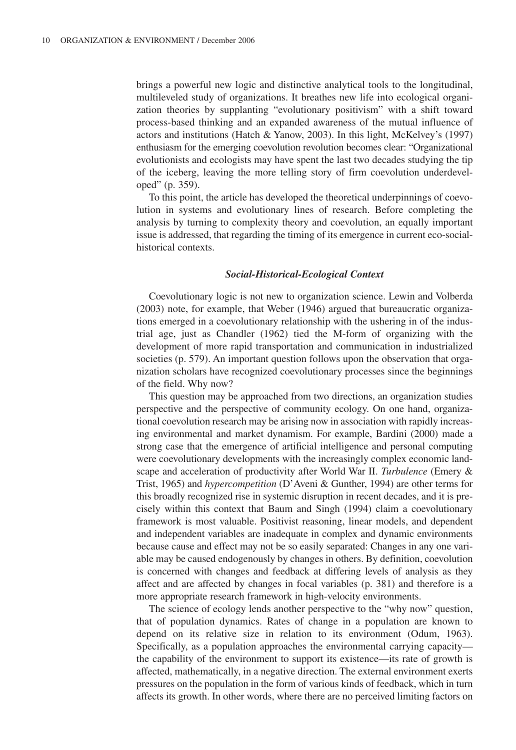brings a powerful new logic and distinctive analytical tools to the longitudinal, multileveled study of organizations. It breathes new life into ecological organization theories by supplanting "evolutionary positivism" with a shift toward process-based thinking and an expanded awareness of the mutual influence of actors and institutions (Hatch & Yanow, 2003). In this light, McKelvey's (1997) enthusiasm for the emerging coevolution revolution becomes clear: "Organizational evolutionists and ecologists may have spent the last two decades studying the tip of the iceberg, leaving the more telling story of firm coevolution underdeveloped" (p. 359).

To this point, the article has developed the theoretical underpinnings of coevolution in systems and evolutionary lines of research. Before completing the analysis by turning to complexity theory and coevolution, an equally important issue is addressed, that regarding the timing of its emergence in current eco-social-historical contexts.

### *Social-Historical-Ecological Context*

Coevolutionary logic is not new to organization science. Lewin and Volberda (2003) note, for example, that Weber (1946) argued that bureaucratic organizations emerged in a coevolutionary relationship with the ushering in of the industrial age, just as Chandler (1962) tied the M-form of organizing with the development of more rapid transportation and communication in industrialized societies (p. 579). An important question follows upon the observation that organization scholars have recognized coevolutionary processes since the beginnings of the field. Why now?

This question may be approached from two directions, an organization studies perspective and the perspective of community ecology. On one hand, organizational coevolution research may be arising now in association with rapidly increasing environmental and market dynamism. For example, Bardini (2000) made a strong case that the emergence of artificial intelligence and personal computing were coevolutionary developments with the increasingly complex economic landscape and acceleration of productivity after World War II. *Turbulence* (Emery & Trist, 1965) and *hypercompetition* (D'Aveni & Gunther, 1994) are other terms for this broadly recognized rise in systemic disruption in recent decades, and it is precisely within this context that Baum and Singh (1994) claim a coevolutionary framework is most valuable. Positivist reasoning, linear models, and dependent and independent variables are inadequate in complex and dynamic environments because cause and effect may not be so easily separated: Changes in any one variable may be caused endogenously by changes in others. By definition, coevolution is concerned with changes and feedback at differing levels of analysis as they affect and are affected by changes in focal variables (p. 381) and therefore is a more appropriate research framework in high-velocity environments.

The science of ecology lends another perspective to the "why now" question, that of population dynamics. Rates of change in a population are known to depend on its relative size in relation to its environment (Odum, 1963). Specifically, as a population approaches the environmental carrying capacity—the capability of the environment to support its existence—its rate of growth is affected, mathematically, in a negative direction. The external environment exerts pressures on the population in the form of various kinds of feedback, which in turn affects its growth. In other words, where there are no perceived limiting factors on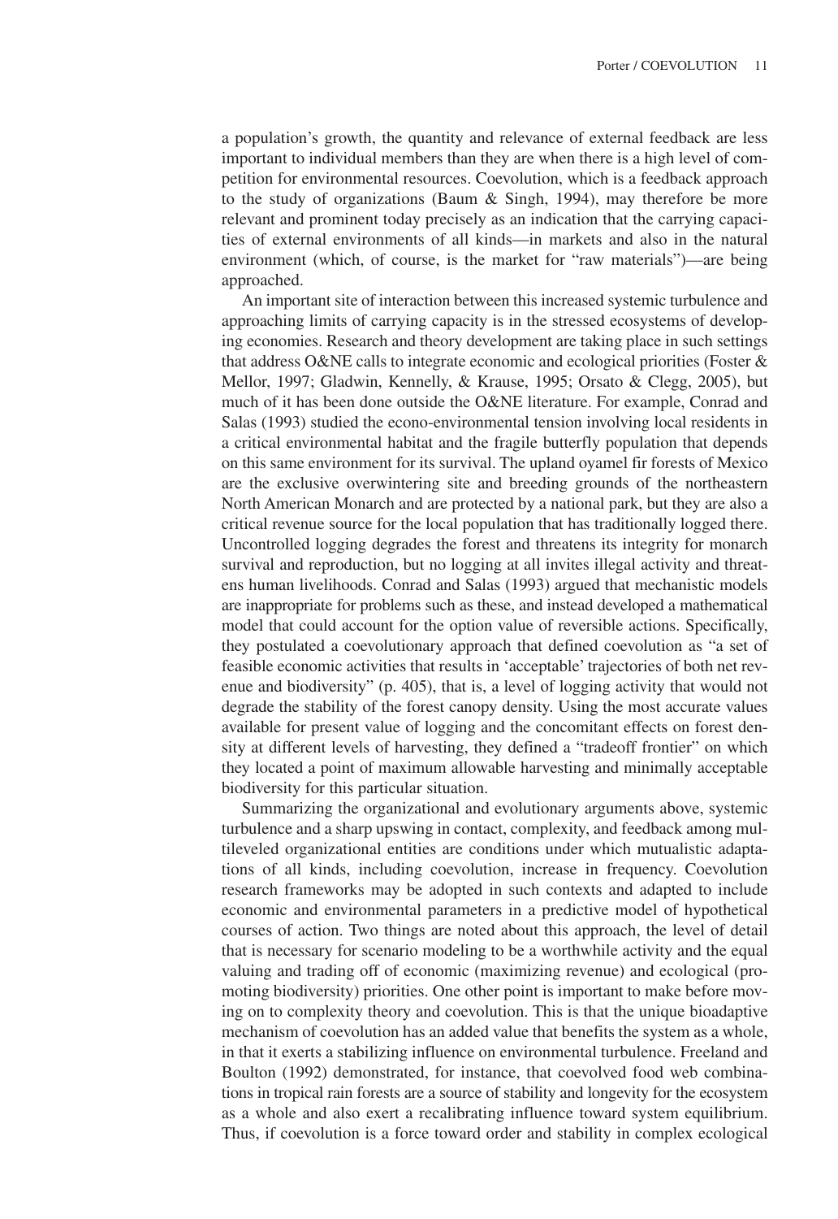a population's growth, the quantity and relevance of external feedback are less important to individual members than they are when there is a high level of competition for environmental resources. Coevolution, which is a feedback approach to the study of organizations (Baum & Singh, 1994), may therefore be more relevant and prominent today precisely as an indication that the carrying capacities of external environments of all kinds—in markets and also in the natural environment (which, of course, is the market for "raw materials")—are being approached.

An important site of interaction between this increased systemic turbulence and approaching limits of carrying capacity is in the stressed ecosystems of developing economies. Research and theory development are taking place in such settings that address O&NE calls to integrate economic and ecological priorities (Foster & Mellor, 1997; Gladwin, Kennelly, & Krause, 1995; Orsato & Clegg, 2005), but much of it has been done outside the O&NE literature. For example, Conrad and Salas (1993) studied the econo-environmental tension involving local residents in a critical environmental habitat and the fragile butterfly population that depends on this same environment for its survival. The upland oyamel fir forests of Mexico are the exclusive overwintering site and breeding grounds of the northeastern North American Monarch and are protected by a national park, but they are also a critical revenue source for the local population that has traditionally logged there. Uncontrolled logging degrades the forest and threatens its integrity for monarch survival and reproduction, but no logging at all invites illegal activity and threatens human livelihoods. Conrad and Salas (1993) argued that mechanistic models are inappropriate for problems such as these, and instead developed a mathematical model that could account for the option value of reversible actions. Specifically, they postulated a coevolutionary approach that defined coevolution as "a set of feasible economic activities that results in 'acceptable' trajectories of both net revenue and biodiversity" (p. 405), that is, a level of logging activity that would not degrade the stability of the forest canopy density. Using the most accurate values available for present value of logging and the concomitant effects on forest density at different levels of harvesting, they defined a "tradeoff frontier" on which they located a point of maximum allowable harvesting and minimally acceptable biodiversity for this particular situation.

Summarizing the organizational and evolutionary arguments above, systemic turbulence and a sharp upswing in contact, complexity, and feedback among multileveled organizational entities are conditions under which mutualistic adaptations of all kinds, including coevolution, increase in frequency. Coevolution research frameworks may be adopted in such contexts and adapted to include economic and environmental parameters in a predictive model of hypothetical courses of action. Two things are noted about this approach, the level of detail that is necessary for scenario modeling to be a worthwhile activity and the equal valuing and trading off of economic (maximizing revenue) and ecological (promoting biodiversity) priorities. One other point is important to make before moving on to complexity theory and coevolution. This is that the unique bioadaptive mechanism of coevolution has an added value that benefits the system as a whole, in that it exerts a stabilizing influence on environmental turbulence. Freeland and Boulton (1992) demonstrated, for instance, that coevolved food web combinations in tropical rain forests are a source of stability and longevity for the ecosystem as a whole and also exert a recalibrating influence toward system equilibrium. Thus, if coevolution is a force toward order and stability in complex ecological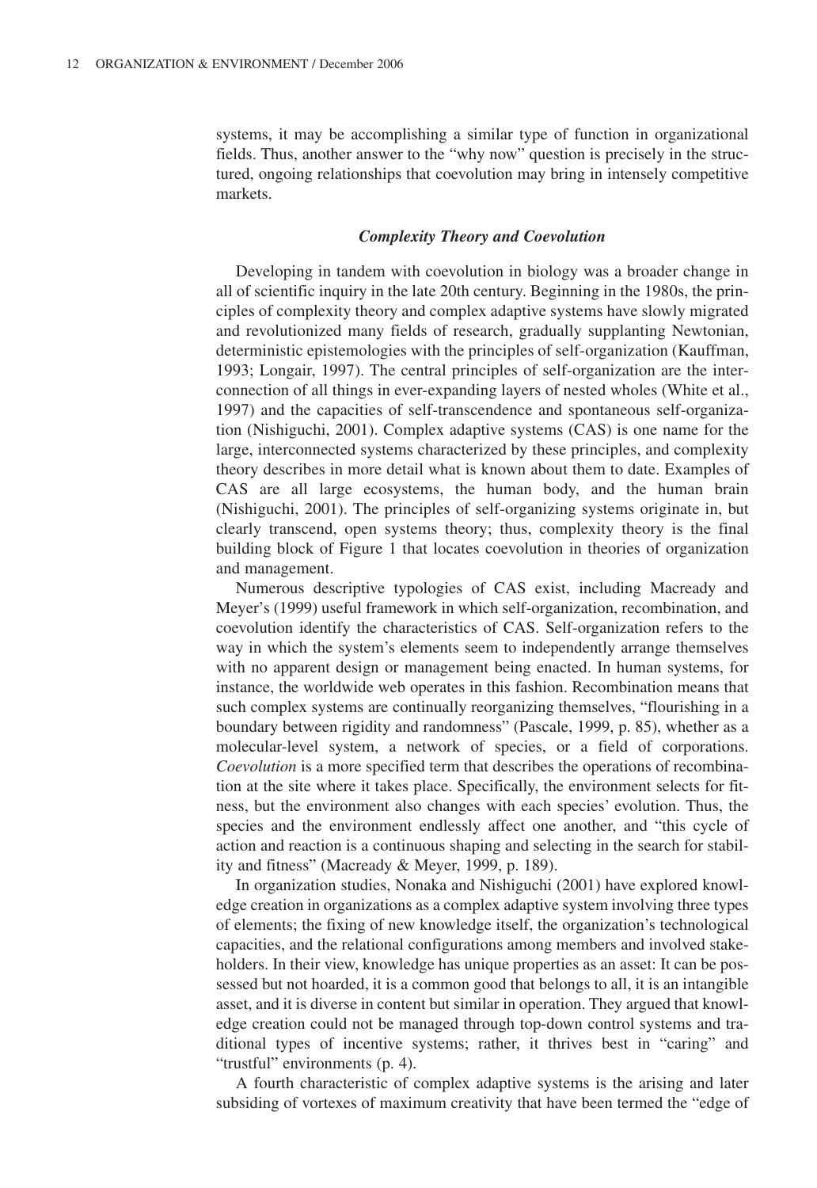systems, it may be accomplishing a similar type of function in organizational fields. Thus, another answer to the "why now" question is precisely in the structured, ongoing relationships that coevolution may bring in intensely competitive markets.

### *Complexity Theory and Coevolution*

Developing in tandem with coevolution in biology was a broader change in all of scientific inquiry in the late 20th century. Beginning in the 1980s, the principles of complexity theory and complex adaptive systems have slowly migrated and revolutionized many fields of research, gradually supplanting Newtonian, deterministic epistemologies with the principles of self-organization (Kauffman, 1993; Longair, 1997). The central principles of self-organization are the interconnection of all things in ever-expanding layers of nested wholes (White et al., 1997) and the capacities of self-transcendence and spontaneous self-organization (Nishiguchi, 2001). Complex adaptive systems (CAS) is one name for the large, interconnected systems characterized by these principles, and complexity theory describes in more detail what is known about them to date. Examples of CAS are all large ecosystems, the human body, and the human brain (Nishiguchi, 2001). The principles of self-organizing systems originate in, but clearly transcend, open systems theory; thus, complexity theory is the final building block of Figure 1 that locates coevolution in theories of organization and management.

Numerous descriptive typologies of CAS exist, including Macready and Meyer's (1999) useful framework in which self-organization, recombination, and coevolution identify the characteristics of CAS. Self-organization refers to the way in which the system's elements seem to independently arrange themselves with no apparent design or management being enacted. In human systems, for instance, the worldwide web operates in this fashion. Recombination means that such complex systems are continually reorganizing themselves, "flourishing in a boundary between rigidity and randomness" (Pascale, 1999, p. 85), whether as a molecular-level system, a network of species, or a field of corporations. *Coevolution* is a more specified term that describes the operations of recombination at the site where it takes place. Specifically, the environment selects for fitness, but the environment also changes with each species' evolution. Thus, the species and the environment endlessly affect one another, and "this cycle of action and reaction is a continuous shaping and selecting in the search for stability and fitness" (Macready & Meyer, 1999, p. 189).

In organization studies, Nonaka and Nishiguchi (2001) have explored knowledge creation in organizations as a complex adaptive system involving three types of elements; the fixing of new knowledge itself, the organization's technological capacities, and the relational configurations among members and involved stakeholders. In their view, knowledge has unique properties as an asset: It can be possessed but not hoarded, it is a common good that belongs to all, it is an intangible asset, and it is diverse in content but similar in operation. They argued that knowledge creation could not be managed through top-down control systems and traditional types of incentive systems; rather, it thrives best in "caring" and "trustful" environments (p. 4).

A fourth characteristic of complex adaptive systems is the arising and later subsiding of vortexes of maximum creativity that have been termed the "edge of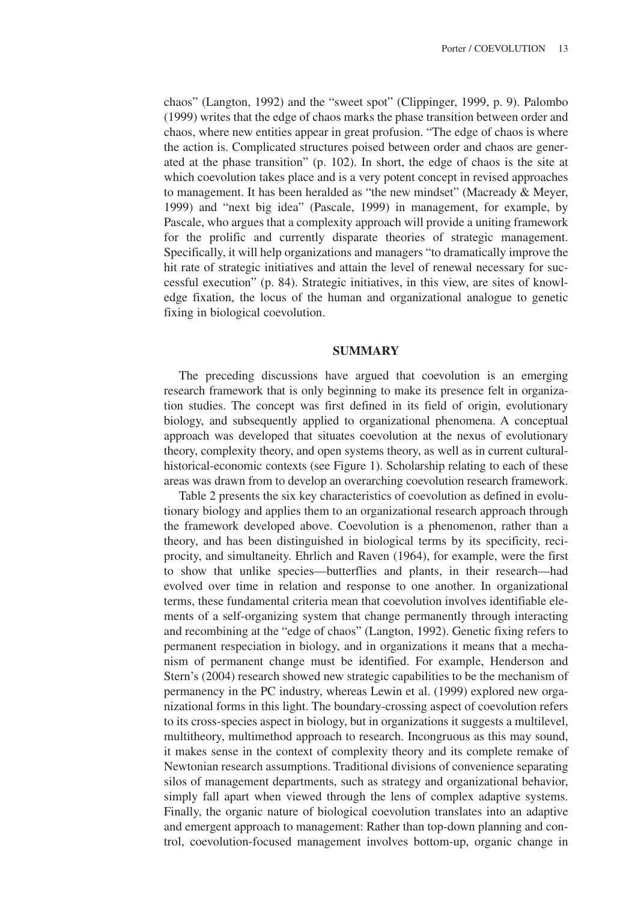chaos" (Langton, 1992) and the "sweet spot" (Clippinger, 1999, p. 9). Palombo (1999) writes that the edge of chaos marks the phase transition between order and chaos, where new entities appear in great profusion. "The edge of chaos is where the action is. Complicated structures poised between order and chaos are generated at the phase transition" (p. 102). In short, the edge of chaos is the site at which coevolution takes place and is a very potent concept in revised approaches to management. It has been heralded as "the new mindset" (Macready & Meyer, 1999) and "next big idea" (Pascale, 1999) in management, for example, by Pascale, who argues that a complexity approach will provide a uniting framework for the prolific and currently disparate theories of strategic management. Specifically, it will help organizations and managers "to dramatically improve the hit rate of strategic initiatives and attain the level of renewal necessary for successful execution" (p. 84). Strategic initiatives, in this view, are sites of knowledge fixation, the locus of the human and organizational analogue to genetic fixing in biological coevolution.

## SUMMARY

The preceding discussions have argued that coevolution is an emerging research framework that is only beginning to make its presence felt in organization studies. The concept was first defined in its field of origin, evolutionary biology, and subsequently applied to organizational phenomena. A conceptual approach was developed that situates coevolution at the nexus of evolutionary theory, complexity theory, and open systems theory, as well as in current cultural-historical-economic contexts (see Figure 1). Scholarship relating to each of these areas was drawn from to develop an overarching coevolution research framework.

Table 2 presents the six key characteristics of coevolution as defined in evolutionary biology and applies them to an organizational research approach through the framework developed above. Coevolution is a phenomenon, rather than a theory, and has been distinguished in biological terms by its specificity, reciprocity, and simultaneity. Ehrlich and Raven (1964), for example, were the first to show that unlike species—butterflies and plants, in their research—had evolved over time in relation and response to one another. In organizational terms, these fundamental criteria mean that coevolution involves identifiable elements of a self-organizing system that change permanently through interacting and recombining at the "edge of chaos" (Langton, 1992). Genetic fixing refers to permanent respeciation in biology, and in organizations it means that a mechanism of permanent change must be identified. For example, Henderson and Stern's (2004) research showed new strategic capabilities to be the mechanism of permanency in the PC industry, whereas Lewin et al. (1999) explored new organizational forms in this light. The boundary-crossing aspect of coevolution refers to its cross-species aspect in biology, but in organizations it suggests a multilevel, multitheory, multimethod approach to research. Incongruous as this may sound, it makes sense in the context of complexity theory and its complete remake of Newtonian research assumptions. Traditional divisions of convenience separating silos of management departments, such as strategy and organizational behavior, simply fall apart when viewed through the lens of complex adaptive systems. Finally, the organic nature of biological coevolution translates into an adaptive and emergent approach to management: Rather than top-down planning and control, coevolution-focused management involves bottom-up, organic change in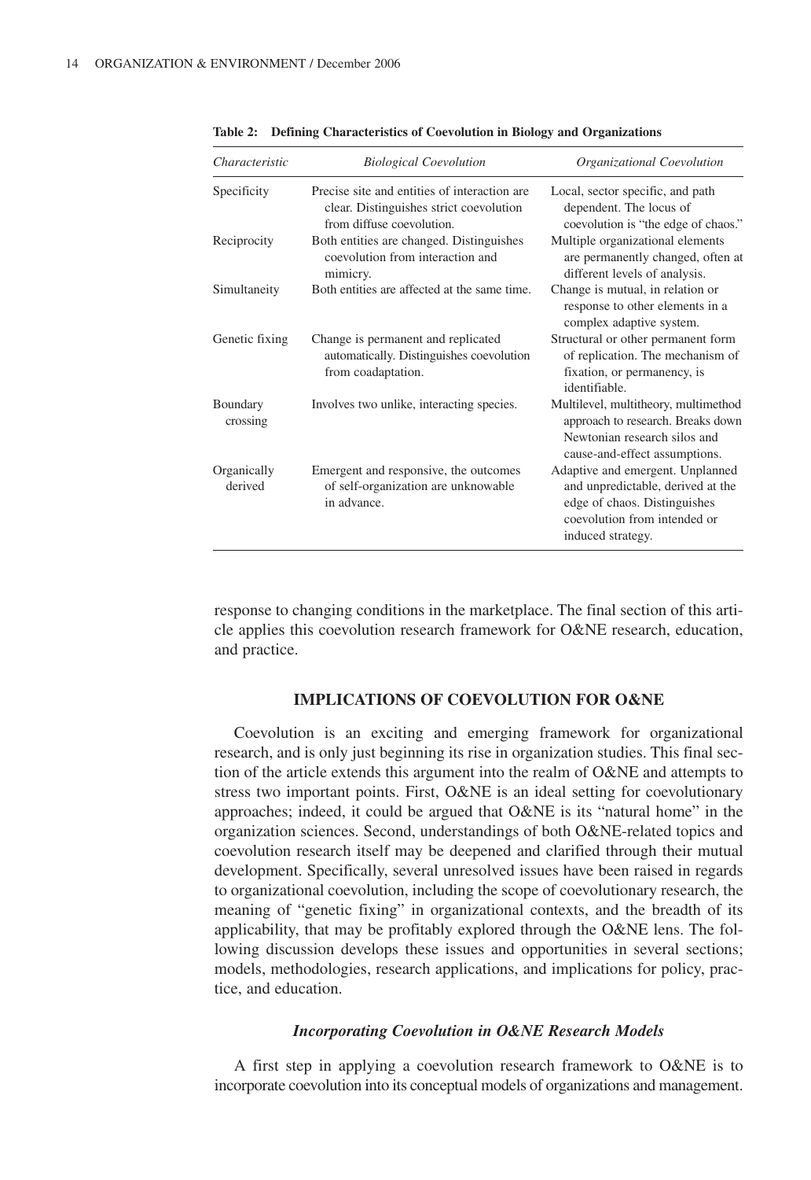**Table 2: Defining Characteristics of Coevolution in Biology and Organizations**

| *Characteristic* | *Biological Coevolution* | *Organizational Coevolution* |
|---|---|---|
| Specificity | Precise site and entities of interaction are clear. Distinguishes strict coevolution from diffuse coevolution. | Local, sector specific, and path dependent. The locus of coevolution is "the edge of chaos." |
| Reciprocity | Both entities are changed. Distinguishes coevolution from interaction and mimicry. | Multiple organizational elements are permanently changed, often at different levels of analysis. |
| Simultaneity | Both entities are affected at the same time. | Change is mutual, in relation or response to other elements in a complex adaptive system. |
| Genetic fixing | Change is permanent and replicated automatically. Distinguishes coevolution from coadaptation. | Structural or other permanent form of replication. The mechanism of fixation, or permanency, is identifiable. |
| Boundary crossing | Involves two unlike, interacting species. | Multilevel, multitheory, multimethod approach to research. Breaks down Newtonian research silos and cause-and-effect assumptions. |
| Organically derived | Emergent and responsive, the outcomes of self-organization are unknowable in advance. | Adaptive and emergent. Unplanned and unpredictable, derived at the edge of chaos. Distinguishes coevolution from intended or induced strategy. |

response to changing conditions in the marketplace. The final section of this article applies this coevolution research framework for O&NE research, education, and practice.

## IMPLICATIONS OF COEVOLUTION FOR O&NE

Coevolution is an exciting and emerging framework for organizational research, and is only just beginning its rise in organization studies. This final section of the article extends this argument into the realm of O&NE and attempts to stress two important points. First, O&NE is an ideal setting for coevolutionary approaches; indeed, it could be argued that O&NE is its "natural home" in the organization sciences. Second, understandings of both O&NE-related topics and coevolution research itself may be deepened and clarified through their mutual development. Specifically, several unresolved issues have been raised in regards to organizational coevolution, including the scope of coevolutionary research, the meaning of "genetic fixing" in organizational contexts, and the breadth of its applicability, that may be profitably explored through the O&NE lens. The following discussion develops these issues and opportunities in several sections; models, methodologies, research applications, and implications for policy, practice, and education.

### *Incorporating Coevolution in O&NE Research Models*

A first step in applying a coevolution research framework to O&NE is to incorporate coevolution into its conceptual models of organizations and management.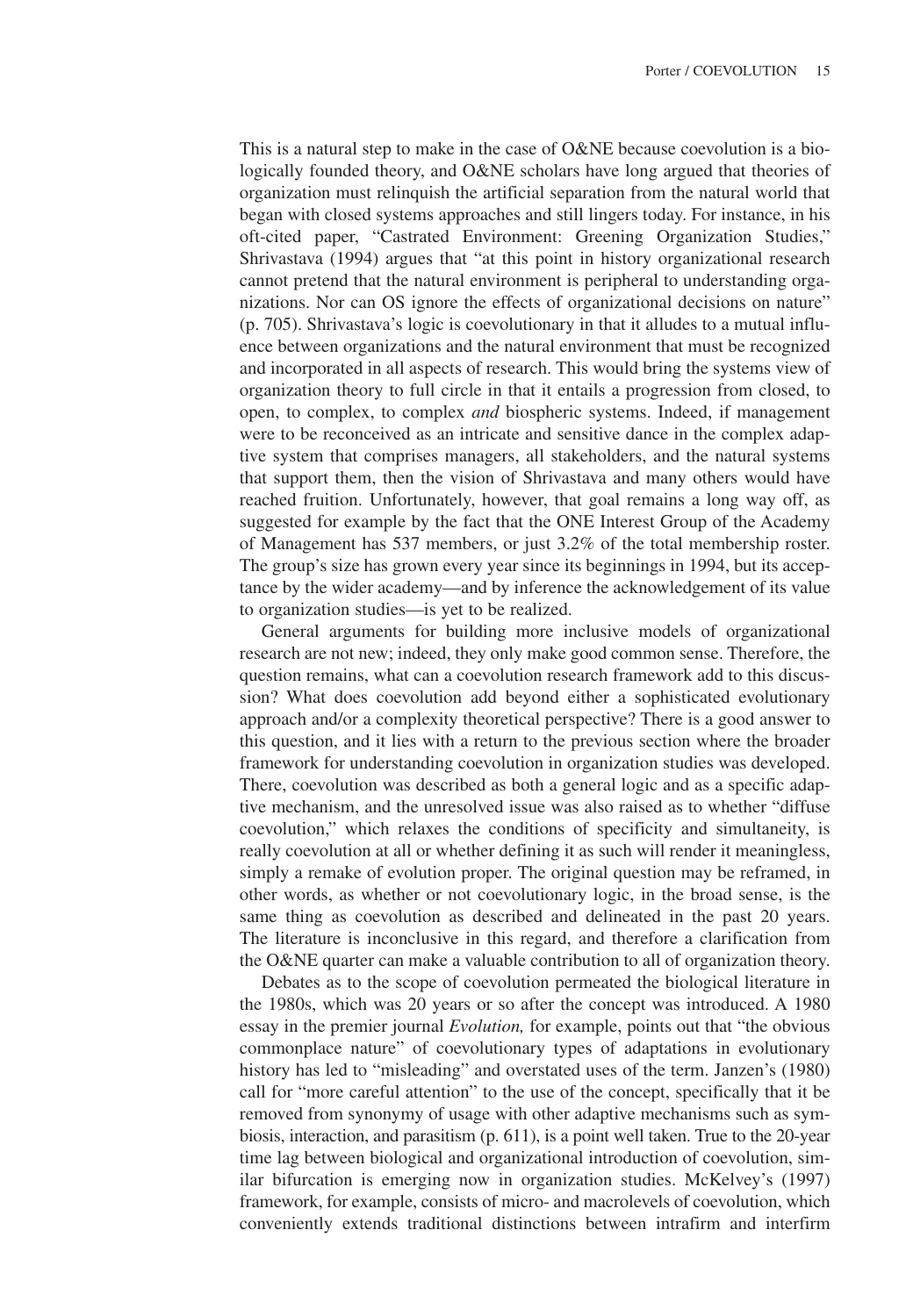This is a natural step to make in the case of O&NE because coevolution is a biologically founded theory, and O&NE scholars have long argued that theories of organization must relinquish the artificial separation from the natural world that began with closed systems approaches and still lingers today. For instance, in his oft-cited paper, "Castrated Environment: Greening Organization Studies," Shrivastava (1994) argues that "at this point in history organizational research cannot pretend that the natural environment is peripheral to understanding organizations. Nor can OS ignore the effects of organizational decisions on nature" (p. 705). Shrivastava's logic is coevolutionary in that it alludes to a mutual influence between organizations and the natural environment that must be recognized and incorporated in all aspects of research. This would bring the systems view of organization theory to full circle in that it entails a progression from closed, to open, to complex, to complex *and* biospheric systems. Indeed, if management were to be reconceived as an intricate and sensitive dance in the complex adaptive system that comprises managers, all stakeholders, and the natural systems that support them, then the vision of Shrivastava and many others would have reached fruition. Unfortunately, however, that goal remains a long way off, as suggested for example by the fact that the ONE Interest Group of the Academy of Management has 537 members, or just 3.2% of the total membership roster. The group's size has grown every year since its beginnings in 1994, but its acceptance by the wider academy—and by inference the acknowledgement of its value to organization studies—is yet to be realized.

General arguments for building more inclusive models of organizational research are not new; indeed, they only make good common sense. Therefore, the question remains, what can a coevolution research framework add to this discussion? What does coevolution add beyond either a sophisticated evolutionary approach and/or a complexity theoretical perspective? There is a good answer to this question, and it lies with a return to the previous section where the broader framework for understanding coevolution in organization studies was developed. There, coevolution was described as both a general logic and as a specific adaptive mechanism, and the unresolved issue was also raised as to whether "diffuse coevolution," which relaxes the conditions of specificity and simultaneity, is really coevolution at all or whether defining it as such will render it meaningless, simply a remake of evolution proper. The original question may be reframed, in other words, as whether or not coevolutionary logic, in the broad sense, is the same thing as coevolution as described and delineated in the past 20 years. The literature is inconclusive in this regard, and therefore a clarification from the O&NE quarter can make a valuable contribution to all of organization theory.

Debates as to the scope of coevolution permeated the biological literature in the 1980s, which was 20 years or so after the concept was introduced. A 1980 essay in the premier journal *Evolution,* for example, points out that "the obvious commonplace nature" of coevolutionary types of adaptations in evolutionary history has led to "misleading" and overstated uses of the term. Janzen's (1980) call for "more careful attention" to the use of the concept, specifically that it be removed from synonymy of usage with other adaptive mechanisms such as symbiosis, interaction, and parasitism (p. 611), is a point well taken. True to the 20-year time lag between biological and organizational introduction of coevolution, similar bifurcation is emerging now in organization studies. McKelvey's (1997) framework, for example, consists of micro- and macrolevels of coevolution, which conveniently extends traditional distinctions between intrafirm and interfirm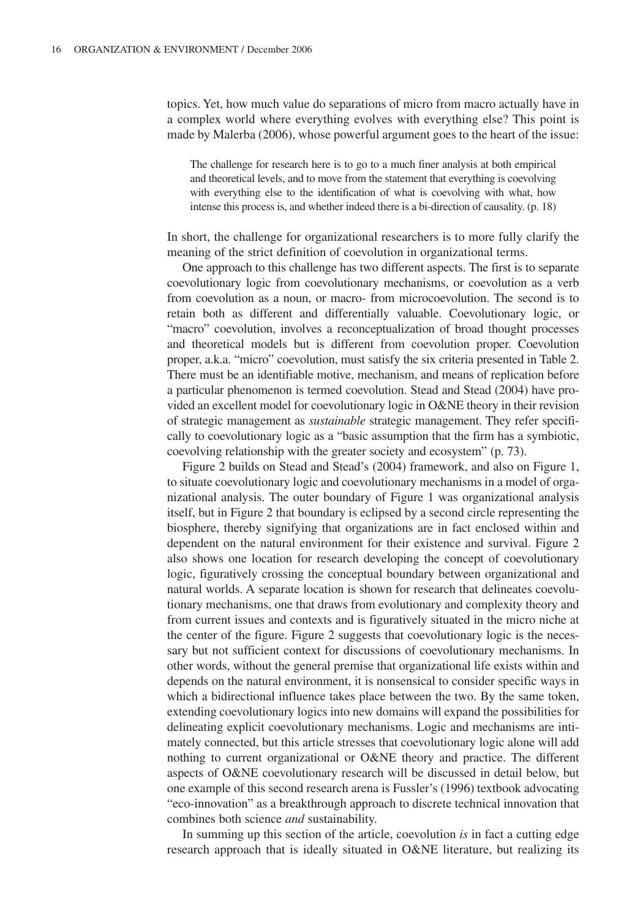topics. Yet, how much value do separations of micro from macro actually have in a complex world where everything evolves with everything else? This point is made by Malerba (2006), whose powerful argument goes to the heart of the issue:

> The challenge for research here is to go to a much finer analysis at both empirical and theoretical levels, and to move from the statement that everything is coevolving with everything else to the identification of what is coevolving with what, how intense this process is, and whether indeed there is a bi-direction of causality. (p. 18)

In short, the challenge for organizational researchers is to more fully clarify the meaning of the strict definition of coevolution in organizational terms.

One approach to this challenge has two different aspects. The first is to separate coevolutionary logic from coevolutionary mechanisms, or coevolution as a verb from coevolution as a noun, or macro- from microcoevolution. The second is to retain both as different and differentially valuable. Coevolutionary logic, or "macro" coevolution, involves a reconceptualization of broad thought processes and theoretical models but is different from coevolution proper. Coevolution proper, a.k.a. "micro" coevolution, must satisfy the six criteria presented in Table 2. There must be an identifiable motive, mechanism, and means of replication before a particular phenomenon is termed coevolution. Stead and Stead (2004) have provided an excellent model for coevolutionary logic in O&NE theory in their revision of strategic management as *sustainable* strategic management. They refer specifically to coevolutionary logic as a "basic assumption that the firm has a symbiotic, coevolving relationship with the greater society and ecosystem" (p. 73).

Figure 2 builds on Stead and Stead's (2004) framework, and also on Figure 1, to situate coevolutionary logic and coevolutionary mechanisms in a model of organizational analysis. The outer boundary of Figure 1 was organizational analysis itself, but in Figure 2 that boundary is eclipsed by a second circle representing the biosphere, thereby signifying that organizations are in fact enclosed within and dependent on the natural environment for their existence and survival. Figure 2 also shows one location for research developing the concept of coevolutionary logic, figuratively crossing the conceptual boundary between organizational and natural worlds. A separate location is shown for research that delineates coevolutionary mechanisms, one that draws from evolutionary and complexity theory and from current issues and contexts and is figuratively situated in the micro niche at the center of the figure. Figure 2 suggests that coevolutionary logic is the necessary but not sufficient context for discussions of coevolutionary mechanisms. In other words, without the general premise that organizational life exists within and depends on the natural environment, it is nonsensical to consider specific ways in which a bidirectional influence takes place between the two. By the same token, extending coevolutionary logics into new domains will expand the possibilities for delineating explicit coevolutionary mechanisms. Logic and mechanisms are intimately connected, but this article stresses that coevolutionary logic alone will add nothing to current organizational or O&NE theory and practice. The different aspects of O&NE coevolutionary research will be discussed in detail below, but one example of this second research arena is Fussler's (1996) textbook advocating "eco-innovation" as a breakthrough approach to discrete technical innovation that combines both science *and* sustainability.

In summing up this section of the article, coevolution *is* in fact a cutting edge research approach that is ideally situated in O&NE literature, but realizing its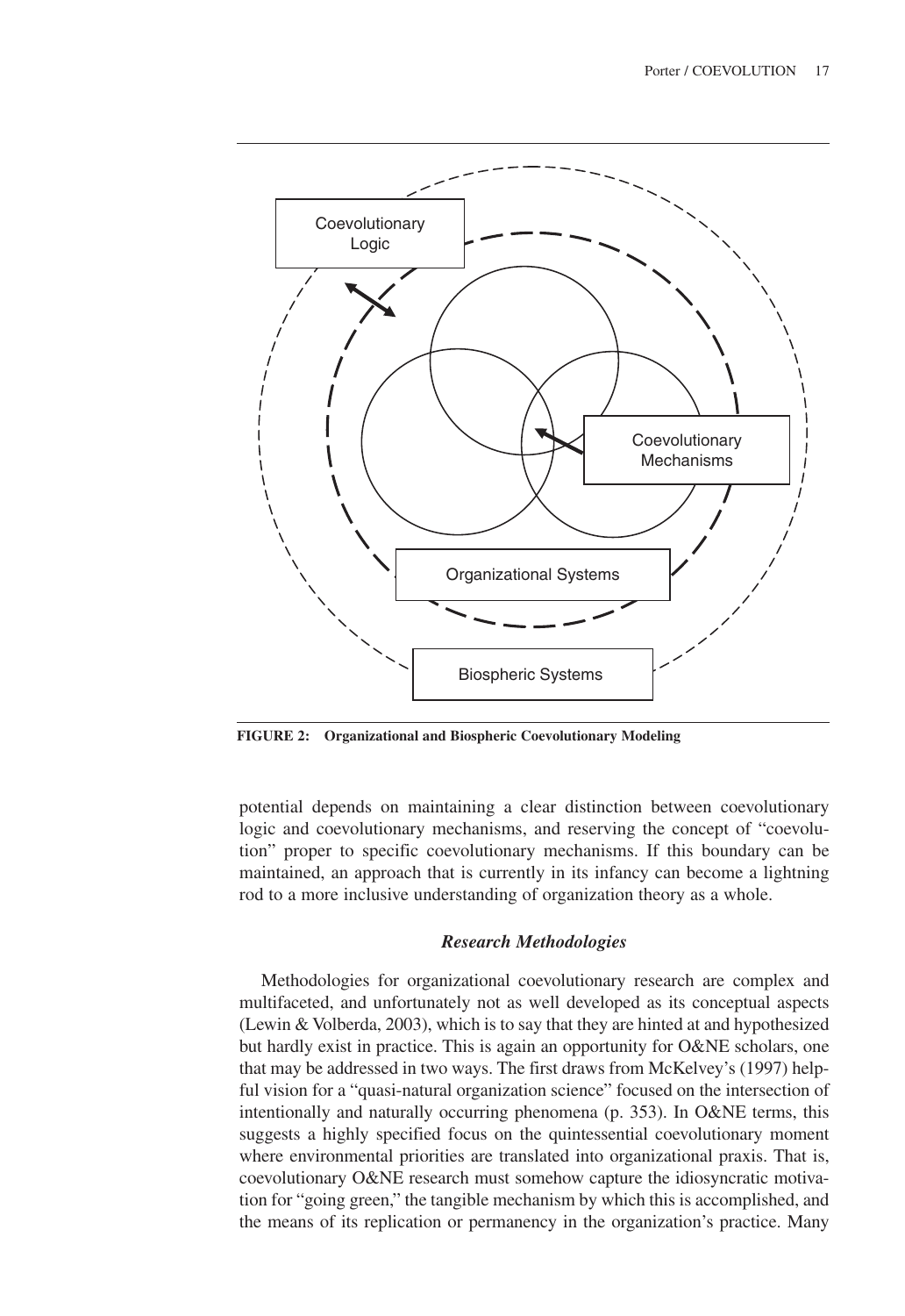**FIGURE 2: Organizational and Biospheric Coevolutionary Modeling**

potential depends on maintaining a clear distinction between coevolutionary logic and coevolutionary mechanisms, and reserving the concept of "coevolution" proper to specific coevolutionary mechanisms. If this boundary can be maintained, an approach that is currently in its infancy can become a lightning rod to a more inclusive understanding of organization theory as a whole.

### *Research Methodologies*

Methodologies for organizational coevolutionary research are complex and multifaceted, and unfortunately not as well developed as its conceptual aspects (Lewin & Volberda, 2003), which is to say that they are hinted at and hypothesized but hardly exist in practice. This is again an opportunity for O&NE scholars, one that may be addressed in two ways. The first draws from McKelvey's (1997) helpful vision for a "quasi-natural organization science" focused on the intersection of intentionally and naturally occurring phenomena (p. 353). In O&NE terms, this suggests a highly specified focus on the quintessential coevolutionary moment where environmental priorities are translated into organizational praxis. That is, coevolutionary O&NE research must somehow capture the idiosyncratic motivation for "going green," the tangible mechanism by which this is accomplished, and the means of its replication or permanency in the organization's practice. Many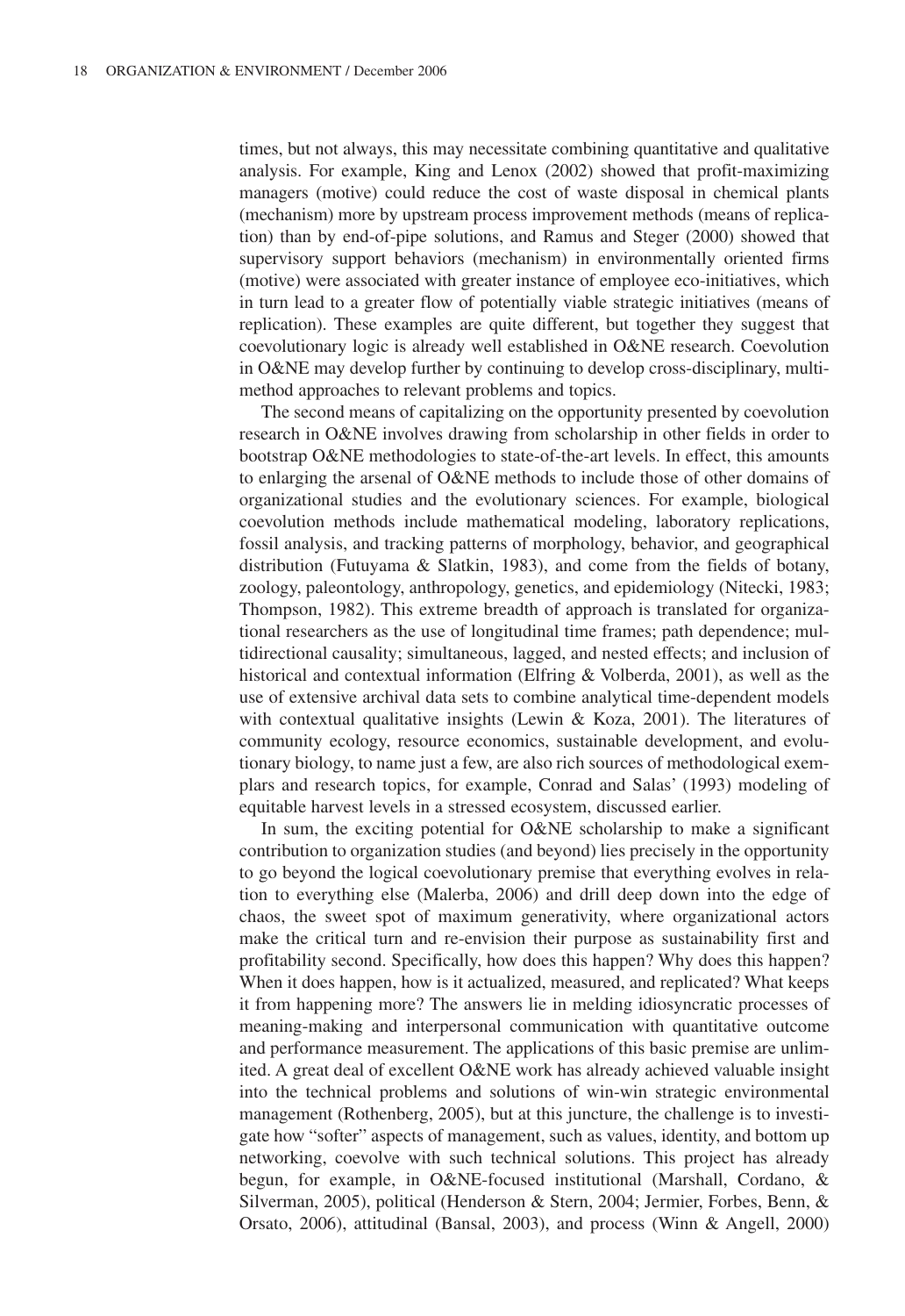times, but not always, this may necessitate combining quantitative and qualitative analysis. For example, King and Lenox (2002) showed that profit-maximizing managers (motive) could reduce the cost of waste disposal in chemical plants (mechanism) more by upstream process improvement methods (means of replication) than by end-of-pipe solutions, and Ramus and Steger (2000) showed that supervisory support behaviors (mechanism) in environmentally oriented firms (motive) were associated with greater instance of employee eco-initiatives, which in turn lead to a greater flow of potentially viable strategic initiatives (means of replication). These examples are quite different, but together they suggest that coevolutionary logic is already well established in O&NE research. Coevolution in O&NE may develop further by continuing to develop cross-disciplinary, multi-method approaches to relevant problems and topics.

The second means of capitalizing on the opportunity presented by coevolution research in O&NE involves drawing from scholarship in other fields in order to bootstrap O&NE methodologies to state-of-the-art levels. In effect, this amounts to enlarging the arsenal of O&NE methods to include those of other domains of organizational studies and the evolutionary sciences. For example, biological coevolution methods include mathematical modeling, laboratory replications, fossil analysis, and tracking patterns of morphology, behavior, and geographical distribution (Futuyama & Slatkin, 1983), and come from the fields of botany, zoology, paleontology, anthropology, genetics, and epidemiology (Nitecki, 1983; Thompson, 1982). This extreme breadth of approach is translated for organizational researchers as the use of longitudinal time frames; path dependence; multidirectional causality; simultaneous, lagged, and nested effects; and inclusion of historical and contextual information (Elfring & Volberda, 2001), as well as the use of extensive archival data sets to combine analytical time-dependent models with contextual qualitative insights (Lewin & Koza, 2001). The literatures of community ecology, resource economics, sustainable development, and evolutionary biology, to name just a few, are also rich sources of methodological exemplars and research topics, for example, Conrad and Salas' (1993) modeling of equitable harvest levels in a stressed ecosystem, discussed earlier.

In sum, the exciting potential for O&NE scholarship to make a significant contribution to organization studies (and beyond) lies precisely in the opportunity to go beyond the logical coevolutionary premise that everything evolves in relation to everything else (Malerba, 2006) and drill deep down into the edge of chaos, the sweet spot of maximum generativity, where organizational actors make the critical turn and re-envision their purpose as sustainability first and profitability second. Specifically, how does this happen? Why does this happen? When it does happen, how is it actualized, measured, and replicated? What keeps it from happening more? The answers lie in melding idiosyncratic processes of meaning-making and interpersonal communication with quantitative outcome and performance measurement. The applications of this basic premise are unlimited. A great deal of excellent O&NE work has already achieved valuable insight into the technical problems and solutions of win-win strategic environmental management (Rothenberg, 2005), but at this juncture, the challenge is to investigate how "softer" aspects of management, such as values, identity, and bottom up networking, coevolve with such technical solutions. This project has already begun, for example, in O&NE-focused institutional (Marshall, Cordano, & Silverman, 2005), political (Henderson & Stern, 2004; Jermier, Forbes, Benn, & Orsato, 2006), attitudinal (Bansal, 2003), and process (Winn & Angell, 2000)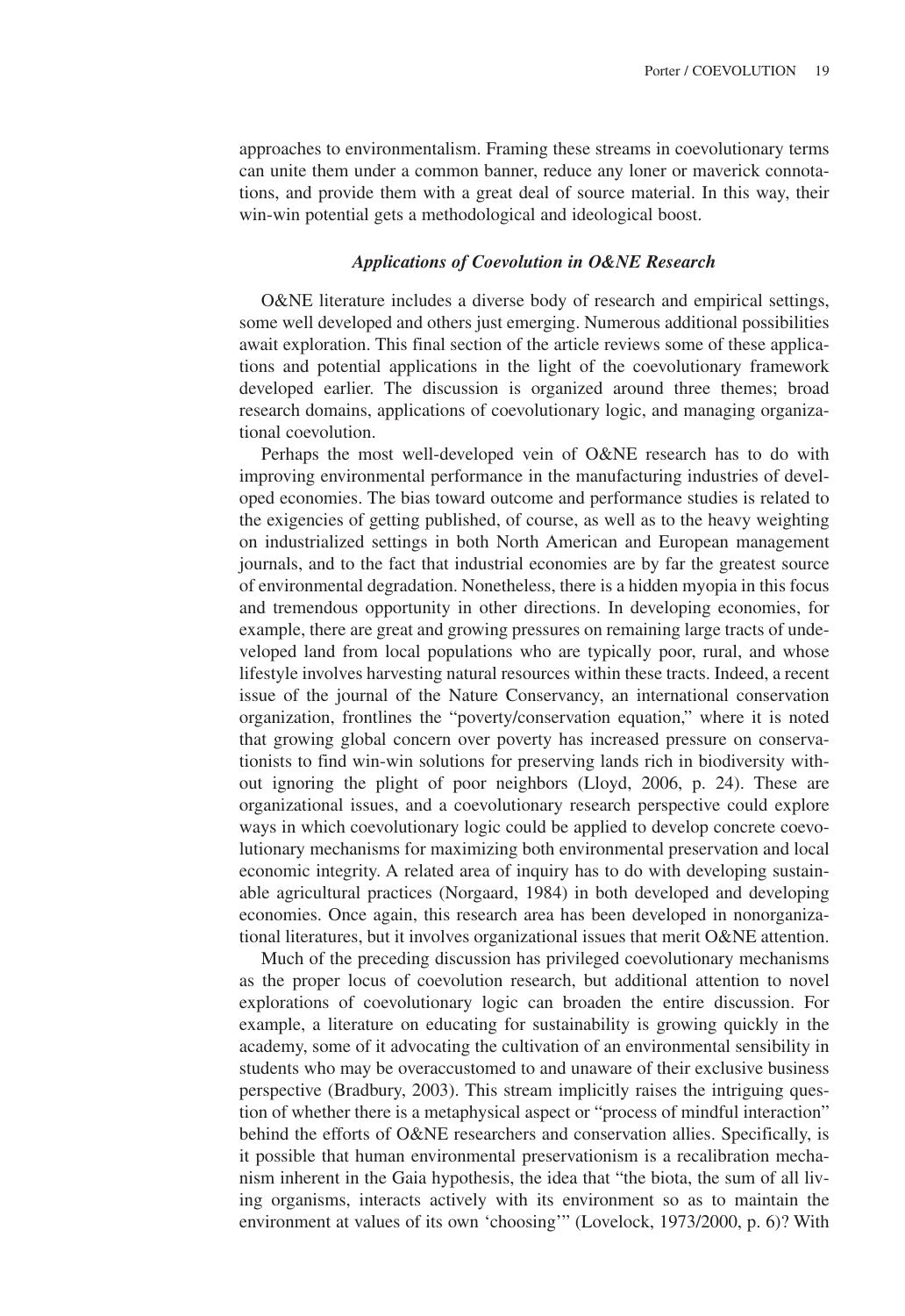approaches to environmentalism. Framing these streams in coevolutionary terms can unite them under a common banner, reduce any loner or maverick connotations, and provide them with a great deal of source material. In this way, their win-win potential gets a methodological and ideological boost.

### *Applications of Coevolution in O&NE Research*

O&NE literature includes a diverse body of research and empirical settings, some well developed and others just emerging. Numerous additional possibilities await exploration. This final section of the article reviews some of these applications and potential applications in the light of the coevolutionary framework developed earlier. The discussion is organized around three themes; broad research domains, applications of coevolutionary logic, and managing organizational coevolution.

Perhaps the most well-developed vein of O&NE research has to do with improving environmental performance in the manufacturing industries of developed economies. The bias toward outcome and performance studies is related to the exigencies of getting published, of course, as well as to the heavy weighting on industrialized settings in both North American and European management journals, and to the fact that industrial economies are by far the greatest source of environmental degradation. Nonetheless, there is a hidden myopia in this focus and tremendous opportunity in other directions. In developing economies, for example, there are great and growing pressures on remaining large tracts of undeveloped land from local populations who are typically poor, rural, and whose lifestyle involves harvesting natural resources within these tracts. Indeed, a recent issue of the journal of the Nature Conservancy, an international conservation organization, frontlines the "poverty/conservation equation," where it is noted that growing global concern over poverty has increased pressure on conservationists to find win-win solutions for preserving lands rich in biodiversity without ignoring the plight of poor neighbors (Lloyd, 2006, p. 24). These are organizational issues, and a coevolutionary research perspective could explore ways in which coevolutionary logic could be applied to develop concrete coevolutionary mechanisms for maximizing both environmental preservation and local economic integrity. A related area of inquiry has to do with developing sustainable agricultural practices (Norgaard, 1984) in both developed and developing economies. Once again, this research area has been developed in nonorganizational literatures, but it involves organizational issues that merit O&NE attention.

Much of the preceding discussion has privileged coevolutionary mechanisms as the proper locus of coevolution research, but additional attention to novel explorations of coevolutionary logic can broaden the entire discussion. For example, a literature on educating for sustainability is growing quickly in the academy, some of it advocating the cultivation of an environmental sensibility in students who may be overaccustomed to and unaware of their exclusive business perspective (Bradbury, 2003). This stream implicitly raises the intriguing question of whether there is a metaphysical aspect or "process of mindful interaction" behind the efforts of O&NE researchers and conservation allies. Specifically, is it possible that human environmental preservationism is a recalibration mechanism inherent in the Gaia hypothesis, the idea that "the biota, the sum of all living organisms, interacts actively with its environment so as to maintain the environment at values of its own 'choosing'" (Lovelock, 1973/2000, p. 6)? With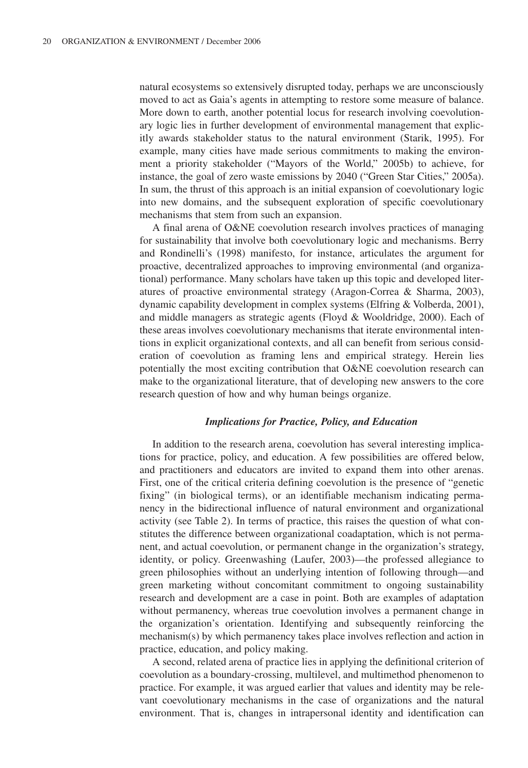natural ecosystems so extensively disrupted today, perhaps we are unconsciously moved to act as Gaia's agents in attempting to restore some measure of balance. More down to earth, another potential locus for research involving coevolutionary logic lies in further development of environmental management that explicitly awards stakeholder status to the natural environment (Starik, 1995). For example, many cities have made serious commitments to making the environment a priority stakeholder ("Mayors of the World," 2005b) to achieve, for instance, the goal of zero waste emissions by 2040 ("Green Star Cities," 2005a). In sum, the thrust of this approach is an initial expansion of coevolutionary logic into new domains, and the subsequent exploration of specific coevolutionary mechanisms that stem from such an expansion.

A final arena of O&NE coevolution research involves practices of managing for sustainability that involve both coevolutionary logic and mechanisms. Berry and Rondinelli's (1998) manifesto, for instance, articulates the argument for proactive, decentralized approaches to improving environmental (and organizational) performance. Many scholars have taken up this topic and developed literatures of proactive environmental strategy (Aragon-Correa & Sharma, 2003), dynamic capability development in complex systems (Elfring & Volberda, 2001), and middle managers as strategic agents (Floyd & Wooldridge, 2000). Each of these areas involves coevolutionary mechanisms that iterate environmental intentions in explicit organizational contexts, and all can benefit from serious consideration of coevolution as framing lens and empirical strategy. Herein lies potentially the most exciting contribution that O&NE coevolution research can make to the organizational literature, that of developing new answers to the core research question of how and why human beings organize.

### *Implications for Practice, Policy, and Education*

In addition to the research arena, coevolution has several interesting implications for practice, policy, and education. A few possibilities are offered below, and practitioners and educators are invited to expand them into other arenas. First, one of the critical criteria defining coevolution is the presence of "genetic fixing" (in biological terms), or an identifiable mechanism indicating permanency in the bidirectional influence of natural environment and organizational activity (see Table 2). In terms of practice, this raises the question of what constitutes the difference between organizational coadaptation, which is not permanent, and actual coevolution, or permanent change in the organization's strategy, identity, or policy. Greenwashing (Laufer, 2003)—the professed allegiance to green philosophies without an underlying intention of following through—and green marketing without concomitant commitment to ongoing sustainability research and development are a case in point. Both are examples of adaptation without permanency, whereas true coevolution involves a permanent change in the organization's orientation. Identifying and subsequently reinforcing the mechanism(s) by which permanency takes place involves reflection and action in practice, education, and policy making.

A second, related arena of practice lies in applying the definitional criterion of coevolution as a boundary-crossing, multilevel, and multimethod phenomenon to practice. For example, it was argued earlier that values and identity may be relevant coevolutionary mechanisms in the case of organizations and the natural environment. That is, changes in intrapersonal identity and identification can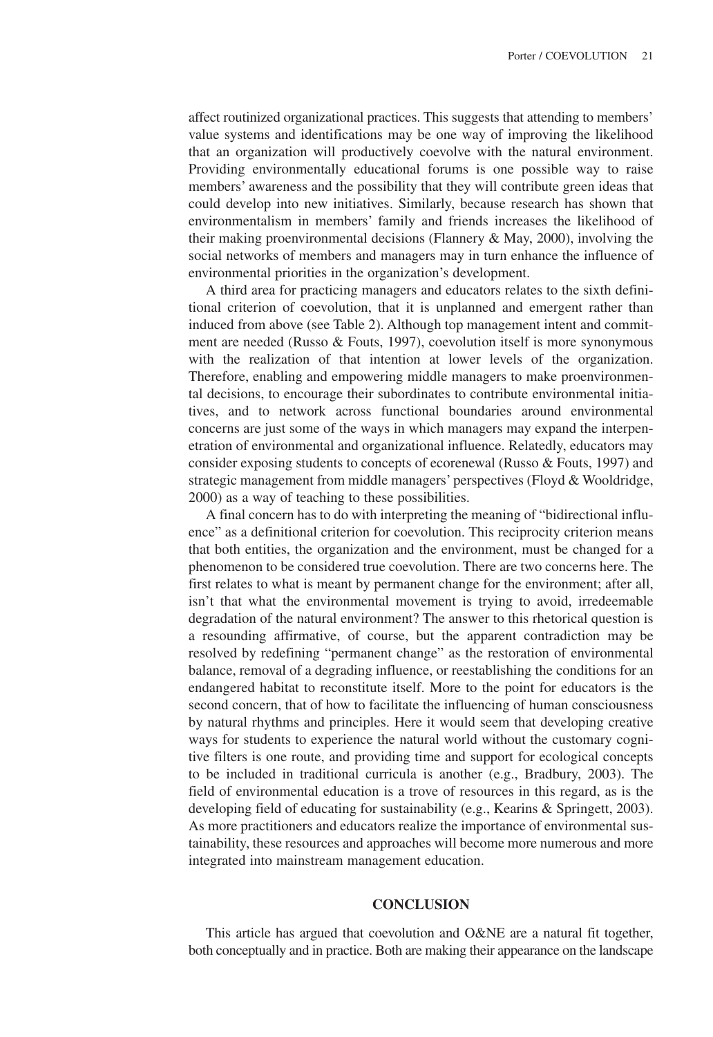affect routinized organizational practices. This suggests that attending to members' value systems and identifications may be one way of improving the likelihood that an organization will productively coevolve with the natural environment. Providing environmentally educational forums is one possible way to raise members' awareness and the possibility that they will contribute green ideas that could develop into new initiatives. Similarly, because research has shown that environmentalism in members' family and friends increases the likelihood of their making proenvironmental decisions (Flannery & May, 2000), involving the social networks of members and managers may in turn enhance the influence of environmental priorities in the organization's development.

A third area for practicing managers and educators relates to the sixth definitional criterion of coevolution, that it is unplanned and emergent rather than induced from above (see Table 2). Although top management intent and commitment are needed (Russo & Fouts, 1997), coevolution itself is more synonymous with the realization of that intention at lower levels of the organization. Therefore, enabling and empowering middle managers to make proenvironmental decisions, to encourage their subordinates to contribute environmental initiatives, and to network across functional boundaries around environmental concerns are just some of the ways in which managers may expand the interpenetration of environmental and organizational influence. Relatedly, educators may consider exposing students to concepts of ecorenewal (Russo & Fouts, 1997) and strategic management from middle managers' perspectives (Floyd & Wooldridge, 2000) as a way of teaching to these possibilities.

A final concern has to do with interpreting the meaning of "bidirectional influence" as a definitional criterion for coevolution. This reciprocity criterion means that both entities, the organization and the environment, must be changed for a phenomenon to be considered true coevolution. There are two concerns here. The first relates to what is meant by permanent change for the environment; after all, isn't that what the environmental movement is trying to avoid, irredeemable degradation of the natural environment? The answer to this rhetorical question is a resounding affirmative, of course, but the apparent contradiction may be resolved by redefining "permanent change" as the restoration of environmental balance, removal of a degrading influence, or reestablishing the conditions for an endangered habitat to reconstitute itself. More to the point for educators is the second concern, that of how to facilitate the influencing of human consciousness by natural rhythms and principles. Here it would seem that developing creative ways for students to experience the natural world without the customary cognitive filters is one route, and providing time and support for ecological concepts to be included in traditional curricula is another (e.g., Bradbury, 2003). The field of environmental education is a trove of resources in this regard, as is the developing field of educating for sustainability (e.g., Kearins & Springett, 2003). As more practitioners and educators realize the importance of environmental sustainability, these resources and approaches will become more numerous and more integrated into mainstream management education.

## CONCLUSION

This article has argued that coevolution and O&NE are a natural fit together, both conceptually and in practice. Both are making their appearance on the landscape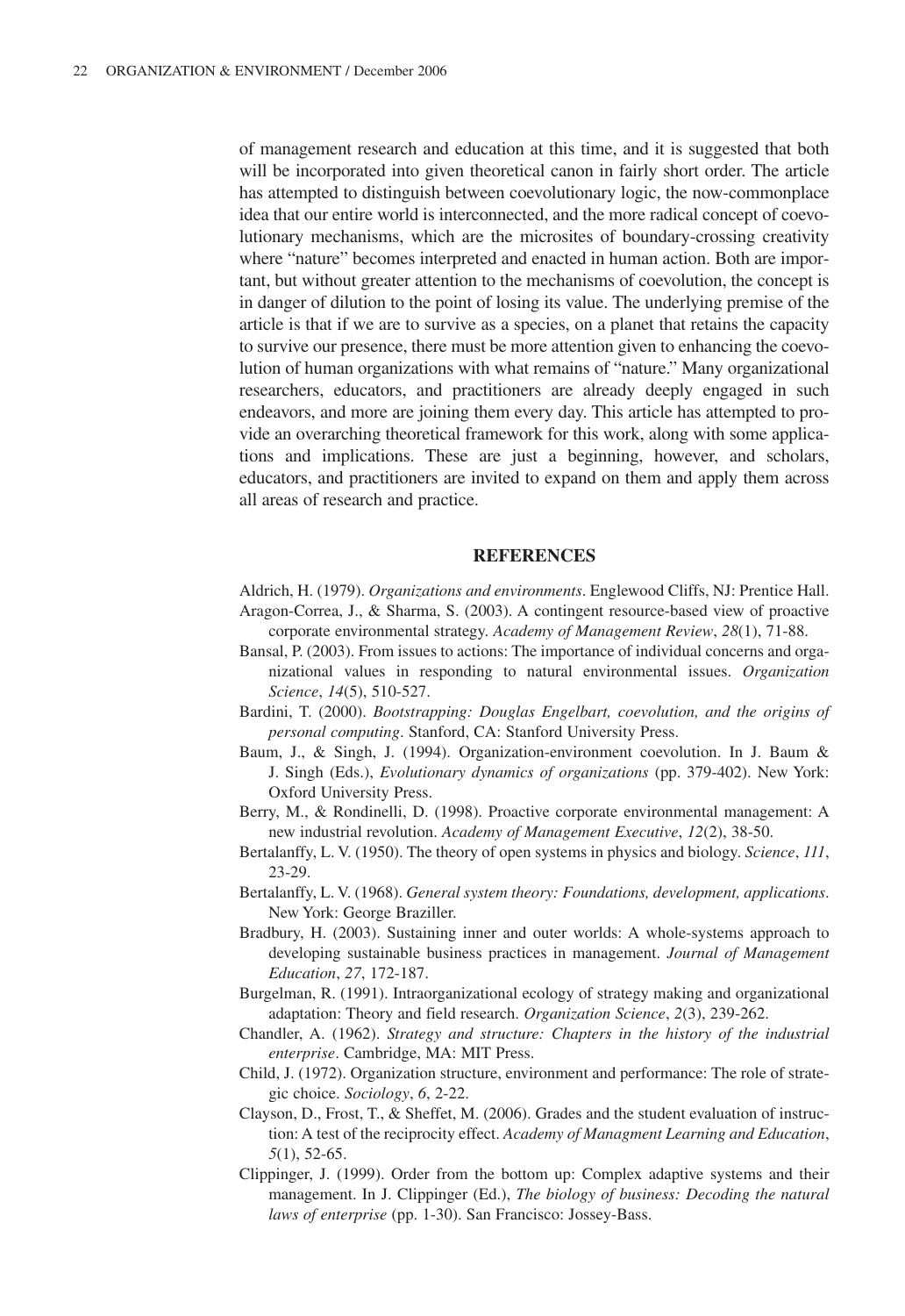of management research and education at this time, and it is suggested that both will be incorporated into given theoretical canon in fairly short order. The article has attempted to distinguish between coevolutionary logic, the now-commonplace idea that our entire world is interconnected, and the more radical concept of coevolutionary mechanisms, which are the microsites of boundary-crossing creativity where "nature" becomes interpreted and enacted in human action. Both are important, but without greater attention to the mechanisms of coevolution, the concept is in danger of dilution to the point of losing its value. The underlying premise of the article is that if we are to survive as a species, on a planet that retains the capacity to survive our presence, there must be more attention given to enhancing the coevolution of human organizations with what remains of "nature." Many organizational researchers, educators, and practitioners are already deeply engaged in such endeavors, and more are joining them every day. This article has attempted to provide an overarching theoretical framework for this work, along with some applications and implications. These are just a beginning, however, and scholars, educators, and practitioners are invited to expand on them and apply them across all areas of research and practice.

## REFERENCES

Aldrich, H. (1979). *Organizations and environments*. Englewood Cliffs, NJ: Prentice Hall.

Aragon-Correa, J., & Sharma, S. (2003). A contingent resource-based view of proactive corporate environmental strategy. *Academy of Management Review*, *28*(1), 71-88.

Bansal, P. (2003). From issues to actions: The importance of individual concerns and organizational values in responding to natural environmental issues. *Organization Science*, *14*(5), 510-527.

Bardini, T. (2000). *Bootstrapping: Douglas Engelbart, coevolution, and the origins of personal computing*. Stanford, CA: Stanford University Press.

Baum, J., & Singh, J. (1994). Organization-environment coevolution. In J. Baum & J. Singh (Eds.), *Evolutionary dynamics of organizations* (pp. 379-402). New York: Oxford University Press.

Berry, M., & Rondinelli, D. (1998). Proactive corporate environmental management: A new industrial revolution. *Academy of Management Executive*, *12*(2), 38-50.

Bertalanffy, L. V. (1950). The theory of open systems in physics and biology. *Science*, *111*, 23-29.

Bertalanffy, L. V. (1968). *General system theory: Foundations, development, applications*. New York: George Braziller.

Bradbury, H. (2003). Sustaining inner and outer worlds: A whole-systems approach to developing sustainable business practices in management. *Journal of Management Education*, *27*, 172-187.

Burgelman, R. (1991). Intraorganizational ecology of strategy making and organizational adaptation: Theory and field research. *Organization Science*, *2*(3), 239-262.

Chandler, A. (1962). *Strategy and structure: Chapters in the history of the industrial enterprise*. Cambridge, MA: MIT Press.

Child, J. (1972). Organization structure, environment and performance: The role of strategic choice. *Sociology*, *6*, 2-22.

Clayson, D., Frost, T., & Sheffet, M. (2006). Grades and the student evaluation of instruction: A test of the reciprocity effect. *Academy of Managment Learning and Education*, *5*(1), 52-65.

Clippinger, J. (1999). Order from the bottom up: Complex adaptive systems and their management. In J. Clippinger (Ed.), *The biology of business: Decoding the natural laws of enterprise* (pp. 1-30). San Francisco: Jossey-Bass.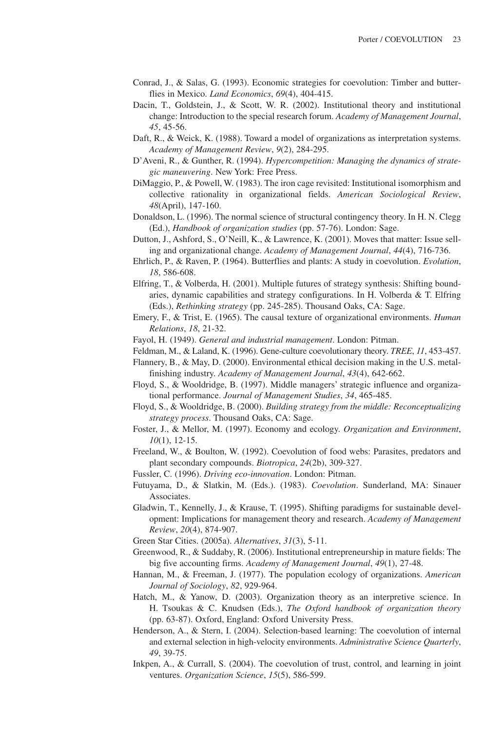Conrad, J., & Salas, G. (1993). Economic strategies for coevolution: Timber and butterflies in Mexico. *Land Economics*, *69*(4), 404-415.

Dacin, T., Goldstein, J., & Scott, W. R. (2002). Institutional theory and institutional change: Introduction to the special research forum. *Academy of Management Journal*, *45*, 45-56.

Daft, R., & Weick, K. (1988). Toward a model of organizations as interpretation systems. *Academy of Management Review*, *9*(2), 284-295.

D'Aveni, R., & Gunther, R. (1994). *Hypercompetition: Managing the dynamics of strategic maneuvering*. New York: Free Press.

DiMaggio, P., & Powell, W. (1983). The iron cage revisited: Institutional isomorphism and collective rationality in organizational fields. *American Sociological Review*, *48*(April), 147-160.

Donaldson, L. (1996). The normal science of structural contingency theory. In H. N. Clegg (Ed.), *Handbook of organization studies* (pp. 57-76). London: Sage.

Dutton, J., Ashford, S., O'Neill, K., & Lawrence, K. (2001). Moves that matter: Issue selling and organizational change. *Academy of Management Journal*, *44*(4), 716-736.

Ehrlich, P., & Raven, P. (1964). Butterflies and plants: A study in coevolution. *Evolution*, *18*, 586-608.

Elfring, T., & Volberda, H. (2001). Multiple futures of strategy synthesis: Shifting boundaries, dynamic capabilities and strategy configurations. In H. Volberda & T. Elfring (Eds.), *Rethinking strategy* (pp. 245-285). Thousand Oaks, CA: Sage.

Emery, F., & Trist, E. (1965). The causal texture of organizational environments. *Human Relations*, *18*, 21-32.

Fayol, H. (1949). *General and industrial management*. London: Pitman.

Feldman, M., & Laland, K. (1996). Gene-culture coevolutionary theory. *TREE*, *11*, 453-457.

Flannery, B., & May, D. (2000). Environmental ethical decision making in the U.S. metal-finishing industry. *Academy of Management Journal*, *43*(4), 642-662.

Floyd, S., & Wooldridge, B. (1997). Middle managers' strategic influence and organizational performance. *Journal of Management Studies*, *34*, 465-485.

Floyd, S., & Wooldridge, B. (2000). *Building strategy from the middle: Reconceptualizing strategy process*. Thousand Oaks, CA: Sage.

Foster, J., & Mellor, M. (1997). Economy and ecology. *Organization and Environment*, *10*(1), 12-15.

Freeland, W., & Boulton, W. (1992). Coevolution of food webs: Parasites, predators and plant secondary compounds. *Biotropica*, *24*(2b), 309-327.

Fussler, C. (1996). *Driving eco-innovation*. London: Pitman.

Futuyama, D., & Slatkin, M. (Eds.). (1983). *Coevolution*. Sunderland, MA: Sinauer Associates.

Gladwin, T., Kennelly, J., & Krause, T. (1995). Shifting paradigms for sustainable development: Implications for management theory and research. *Academy of Management Review*, *20*(4), 874-907.

Green Star Cities. (2005a). *Alternatives*, *31*(3), 5-11.

Greenwood, R., & Suddaby, R. (2006). Institutional entrepreneurship in mature fields: The big five accounting firms. *Academy of Management Journal*, *49*(1), 27-48.

Hannan, M., & Freeman, J. (1977). The population ecology of organizations. *American Journal of Sociology*, *82*, 929-964.

Hatch, M., & Yanow, D. (2003). Organization theory as an interpretive science. In H. Tsoukas & C. Knudsen (Eds.), *The Oxford handbook of organization theory* (pp. 63-87). Oxford, England: Oxford University Press.

Henderson, A., & Stern, I. (2004). Selection-based learning: The coevolution of internal and external selection in high-velocity environments. *Administrative Science Quarterly*, *49*, 39-75.

Inkpen, A., & Currall, S. (2004). The coevolution of trust, control, and learning in joint ventures. *Organization Science*, *15*(5), 586-599.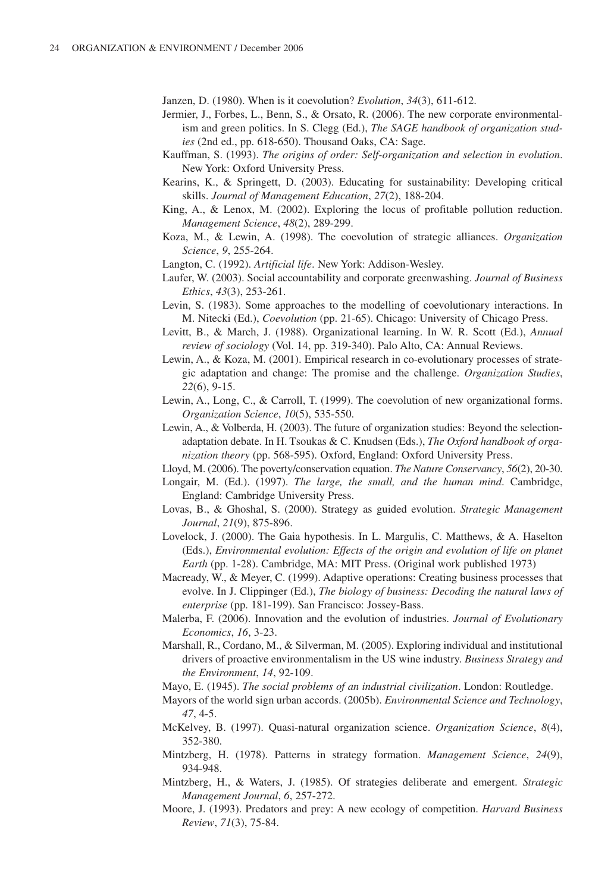Janzen, D. (1980). When is it coevolution? *Evolution*, *34*(3), 611-612.

Jermier, J., Forbes, L., Benn, S., & Orsato, R. (2006). The new corporate environmentalism and green politics. In S. Clegg (Ed.), *The SAGE handbook of organization studies* (2nd ed., pp. 618-650). Thousand Oaks, CA: Sage.

Kauffman, S. (1993). *The origins of order: Self-organization and selection in evolution*. New York: Oxford University Press.

Kearins, K., & Springett, D. (2003). Educating for sustainability: Developing critical skills. *Journal of Management Education*, *27*(2), 188-204.

King, A., & Lenox, M. (2002). Exploring the locus of profitable pollution reduction. *Management Science*, *48*(2), 289-299.

Koza, M., & Lewin, A. (1998). The coevolution of strategic alliances. *Organization Science*, *9*, 255-264.

Langton, C. (1992). *Artificial life*. New York: Addison-Wesley.

Laufer, W. (2003). Social accountability and corporate greenwashing. *Journal of Business Ethics*, *43*(3), 253-261.

Levin, S. (1983). Some approaches to the modelling of coevolutionary interactions. In M. Nitecki (Ed.), *Coevolution* (pp. 21-65). Chicago: University of Chicago Press.

Levitt, B., & March, J. (1988). Organizational learning. In W. R. Scott (Ed.), *Annual review of sociology* (Vol. 14, pp. 319-340). Palo Alto, CA: Annual Reviews.

Lewin, A., & Koza, M. (2001). Empirical research in co-evolutionary processes of strategic adaptation and change: The promise and the challenge. *Organization Studies*, *22*(6), 9-15.

Lewin, A., Long, C., & Carroll, T. (1999). The coevolution of new organizational forms. *Organization Science*, *10*(5), 535-550.

Lewin, A., & Volberda, H. (2003). The future of organization studies: Beyond the selection-adaptation debate. In H. Tsoukas & C. Knudsen (Eds.), *The Oxford handbook of organization theory* (pp. 568-595). Oxford, England: Oxford University Press.

Lloyd, M. (2006). The poverty/conservation equation. *The Nature Conservancy*, *56*(2), 20-30.

Longair, M. (Ed.). (1997). *The large, the small, and the human mind*. Cambridge, England: Cambridge University Press.

Lovas, B., & Ghoshal, S. (2000). Strategy as guided evolution. *Strategic Management Journal*, *21*(9), 875-896.

Lovelock, J. (2000). The Gaia hypothesis. In L. Margulis, C. Matthews, & A. Haselton (Eds.), *Environmental evolution: Effects of the origin and evolution of life on planet Earth* (pp. 1-28). Cambridge, MA: MIT Press. (Original work published 1973)

Macready, W., & Meyer, C. (1999). Adaptive operations: Creating business processes that evolve. In J. Clippinger (Ed.), *The biology of business: Decoding the natural laws of enterprise* (pp. 181-199). San Francisco: Jossey-Bass.

Malerba, F. (2006). Innovation and the evolution of industries. *Journal of Evolutionary Economics*, *16*, 3-23.

Marshall, R., Cordano, M., & Silverman, M. (2005). Exploring individual and institutional drivers of proactive environmentalism in the US wine industry. *Business Strategy and the Environment*, *14*, 92-109.

Mayo, E. (1945). *The social problems of an industrial civilization*. London: Routledge.

Mayors of the world sign urban accords. (2005b). *Environmental Science and Technology*, *47*, 4-5.

McKelvey, B. (1997). Quasi-natural organization science. *Organization Science*, *8*(4), 352-380.

Mintzberg, H. (1978). Patterns in strategy formation. *Management Science*, *24*(9), 934-948.

Mintzberg, H., & Waters, J. (1985). Of strategies deliberate and emergent. *Strategic Management Journal*, *6*, 257-272.

Moore, J. (1993). Predators and prey: A new ecology of competition. *Harvard Business Review*, *71*(3), 75-84.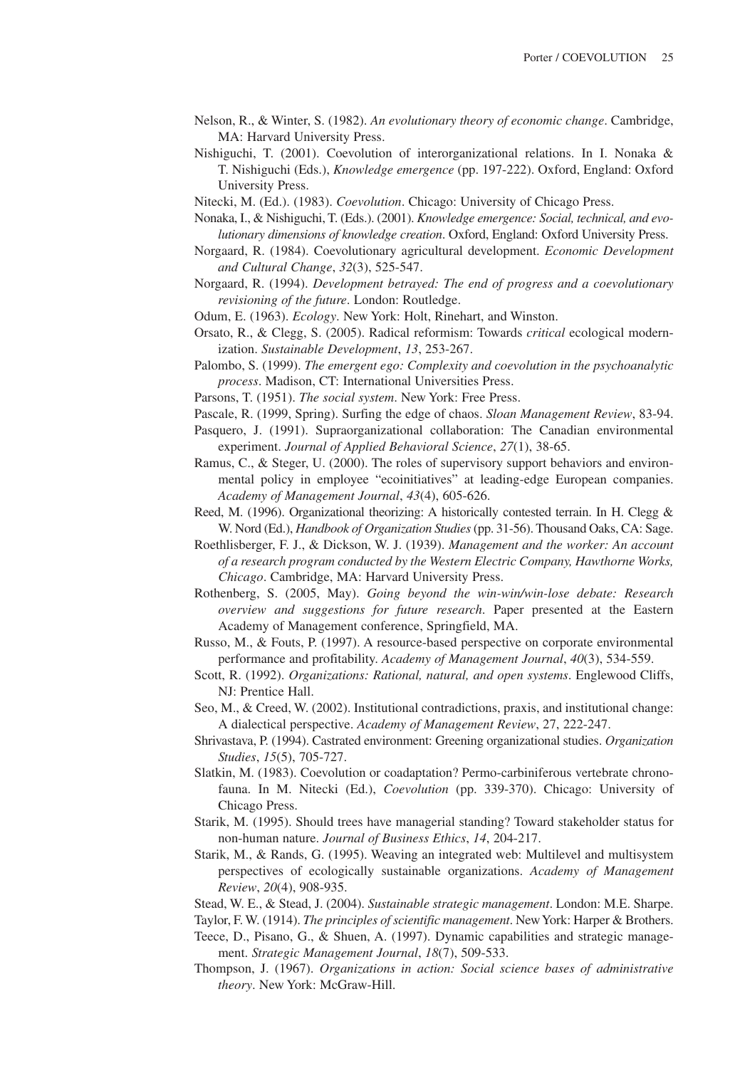Nelson, R., & Winter, S. (1982). *An evolutionary theory of economic change*. Cambridge, MA: Harvard University Press.

Nishiguchi, T. (2001). Coevolution of interorganizational relations. In I. Nonaka & T. Nishiguchi (Eds.), *Knowledge emergence* (pp. 197-222). Oxford, England: Oxford University Press.

Nitecki, M. (Ed.). (1983). *Coevolution*. Chicago: University of Chicago Press.

Nonaka, I., & Nishiguchi, T. (Eds.). (2001). *Knowledge emergence: Social, technical, and evolutionary dimensions of knowledge creation*. Oxford, England: Oxford University Press.

Norgaard, R. (1984). Coevolutionary agricultural development. *Economic Development and Cultural Change*, *32*(3), 525-547.

Norgaard, R. (1994). *Development betrayed: The end of progress and a coevolutionary revisioning of the future*. London: Routledge.

Odum, E. (1963). *Ecology*. New York: Holt, Rinehart, and Winston.

Orsato, R., & Clegg, S. (2005). Radical reformism: Towards *critical* ecological modernization. *Sustainable Development*, *13*, 253-267.

Palombo, S. (1999). *The emergent ego: Complexity and coevolution in the psychoanalytic process*. Madison, CT: International Universities Press.

Parsons, T. (1951). *The social system*. New York: Free Press.

Pascale, R. (1999, Spring). Surfing the edge of chaos. *Sloan Management Review*, 83-94.

Pasquero, J. (1991). Supraorganizational collaboration: The Canadian environmental experiment. *Journal of Applied Behavioral Science*, *27*(1), 38-65.

Ramus, C., & Steger, U. (2000). The roles of supervisory support behaviors and environmental policy in employee "ecoinitiatives" at leading-edge European companies. *Academy of Management Journal*, *43*(4), 605-626.

Reed, M. (1996). Organizational theorizing: A historically contested terrain. In H. Clegg & W. Nord (Ed.), *Handbook of Organization Studies* (pp. 31-56). Thousand Oaks, CA: Sage.

Roethlisberger, F. J., & Dickson, W. J. (1939). *Management and the worker: An account of a research program conducted by the Western Electric Company, Hawthorne Works, Chicago*. Cambridge, MA: Harvard University Press.

Rothenberg, S. (2005, May). *Going beyond the win-win/win-lose debate: Research overview and suggestions for future research*. Paper presented at the Eastern Academy of Management conference, Springfield, MA.

Russo, M., & Fouts, P. (1997). A resource-based perspective on corporate environmental performance and profitability. *Academy of Management Journal*, *40*(3), 534-559.

Scott, R. (1992). *Organizations: Rational, natural, and open systems*. Englewood Cliffs, NJ: Prentice Hall.

Seo, M., & Creed, W. (2002). Institutional contradictions, praxis, and institutional change: A dialectical perspective. *Academy of Management Review*, 27, 222-247.

Shrivastava, P. (1994). Castrated environment: Greening organizational studies. *Organization Studies*, *15*(5), 705-727.

Slatkin, M. (1983). Coevolution or coadaptation? Permo-carbiniferous vertebrate chronofauna. In M. Nitecki (Ed.), *Coevolution* (pp. 339-370). Chicago: University of Chicago Press.

Starik, M. (1995). Should trees have managerial standing? Toward stakeholder status for non-human nature. *Journal of Business Ethics*, *14*, 204-217.

Starik, M., & Rands, G. (1995). Weaving an integrated web: Multilevel and multisystem perspectives of ecologically sustainable organizations. *Academy of Management Review*, *20*(4), 908-935.

Stead, W. E., & Stead, J. (2004). *Sustainable strategic management*. London: M.E. Sharpe.

Taylor, F. W. (1914). *The principles of scientific management*. New York: Harper & Brothers.

Teece, D., Pisano, G., & Shuen, A. (1997). Dynamic capabilities and strategic management. *Strategic Management Journal*, *18*(7), 509-533.

Thompson, J. (1967). *Organizations in action: Social science bases of administrative theory*. New York: McGraw-Hill.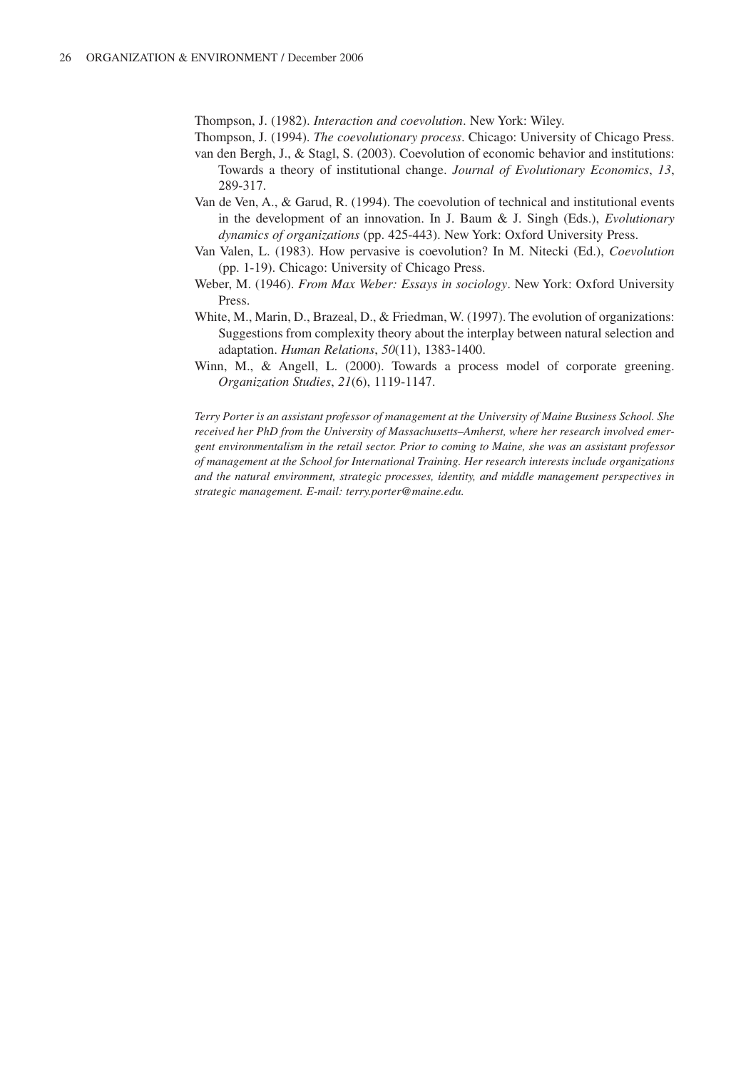Thompson, J. (1982). *Interaction and coevolution*. New York: Wiley.

Thompson, J. (1994). *The coevolutionary process*. Chicago: University of Chicago Press.

van den Bergh, J., & Stagl, S. (2003). Coevolution of economic behavior and institutions: Towards a theory of institutional change. *Journal of Evolutionary Economics*, *13*, 289-317.

Van de Ven, A., & Garud, R. (1994). The coevolution of technical and institutional events in the development of an innovation. In J. Baum & J. Singh (Eds.), *Evolutionary dynamics of organizations* (pp. 425-443). New York: Oxford University Press.

Van Valen, L. (1983). How pervasive is coevolution? In M. Nitecki (Ed.), *Coevolution* (pp. 1-19). Chicago: University of Chicago Press.

Weber, M. (1946). *From Max Weber: Essays in sociology*. New York: Oxford University Press.

White, M., Marin, D., Brazeal, D., & Friedman, W. (1997). The evolution of organizations: Suggestions from complexity theory about the interplay between natural selection and adaptation. *Human Relations*, *50*(11), 1383-1400.

Winn, M., & Angell, L. (2000). Towards a process model of corporate greening. *Organization Studies*, *21*(6), 1119-1147.

*Terry Porter is an assistant professor of management at the University of Maine Business School. She received her PhD from the University of Massachusetts–Amherst, where her research involved emergent environmentalism in the retail sector. Prior to coming to Maine, she was an assistant professor of management at the School for International Training. Her research interests include organizations and the natural environment, strategic processes, identity, and middle management perspectives in strategic management. E-mail: terry.porter@maine.edu.*